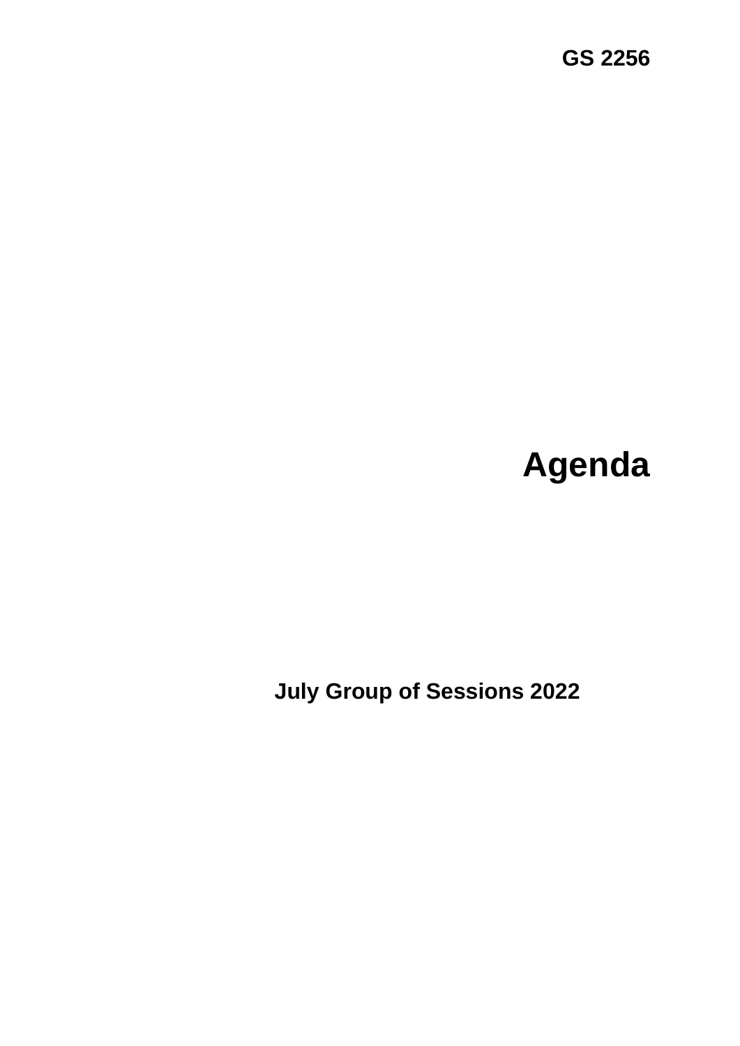**GS 2256**

# Agenda

**July Group of Sessions 2022**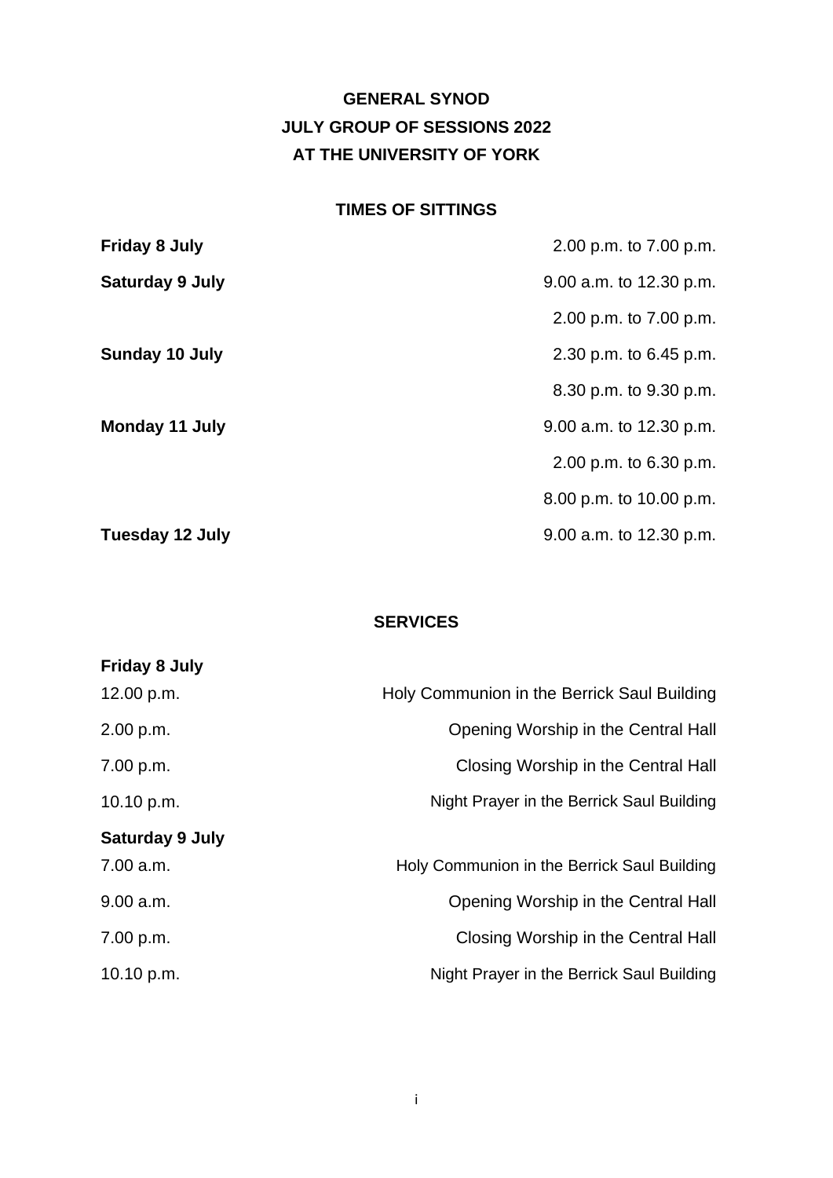# GENERAL SYNOD
## JULY GROUP OF SESSIONS 2022
## AT THE UNIVERSITY OF YORK

### TIMES OF SITTINGS

| | |
|---|---|
| **Friday 8 July** | 2.00 p.m. to 7.00 p.m. |
| **Saturday 9 July** | 9.00 a.m. to 12.30 p.m. |
| | 2.00 p.m. to 7.00 p.m. |
| **Sunday 10 July** | 2.30 p.m. to 6.45 p.m. |
| | 8.30 p.m. to 9.30 p.m. |
| **Monday 11 July** | 9.00 a.m. to 12.30 p.m. |
| | 2.00 p.m. to 6.30 p.m. |
| | 8.00 p.m. to 10.00 p.m. |
| **Tuesday 12 July** | 9.00 a.m. to 12.30 p.m. |

### SERVICES

**Friday 8 July**

| | |
|---|---|
| 12.00 p.m. | Holy Communion in the Berrick Saul Building |
| 2.00 p.m. | Opening Worship in the Central Hall |
| 7.00 p.m. | Closing Worship in the Central Hall |
| 10.10 p.m. | Night Prayer in the Berrick Saul Building |

**Saturday 9 July**

| | |
|---|---|
| 7.00 a.m. | Holy Communion in the Berrick Saul Building |
| 9.00 a.m. | Opening Worship in the Central Hall |
| 7.00 p.m. | Closing Worship in the Central Hall |
| 10.10 p.m. | Night Prayer in the Berrick Saul Building |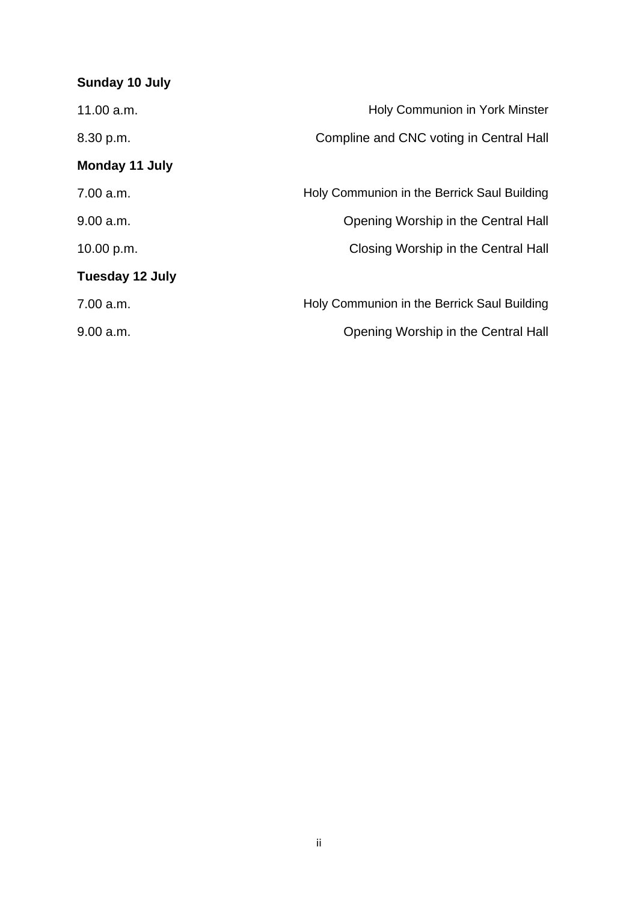**Sunday 10 July**

| | |
|---|---|
| 11.00 a.m. | Holy Communion in York Minster |
| 8.30 p.m. | Compline and CNC voting in Central Hall |

**Monday 11 July**

| | |
|---|---|
| 7.00 a.m. | Holy Communion in the Berrick Saul Building |
| 9.00 a.m. | Opening Worship in the Central Hall |
| 10.00 p.m. | Closing Worship in the Central Hall |

**Tuesday 12 July**

| | |
|---|---|
| 7.00 a.m. | Holy Communion in the Berrick Saul Building |
| 9.00 a.m. | Opening Worship in the Central Hall |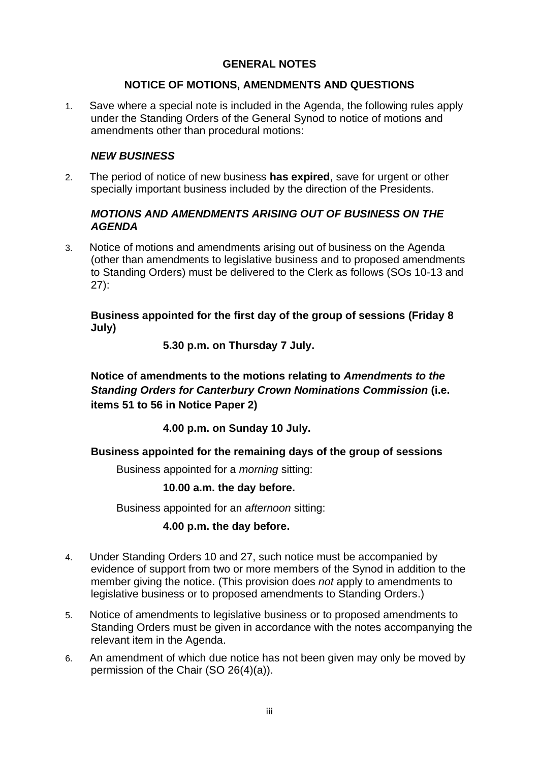## GENERAL NOTES

## NOTICE OF MOTIONS, AMENDMENTS AND QUESTIONS

1. Save where a special note is included in the Agenda, the following rules apply under the Standing Orders of the General Synod to notice of motions and amendments other than procedural motions:

### *NEW BUSINESS*

2. The period of notice of new business **has expired**, save for urgent or other specially important business included by the direction of the Presidents.

### *MOTIONS AND AMENDMENTS ARISING OUT OF BUSINESS ON THE AGENDA*

3. Notice of motions and amendments arising out of business on the Agenda (other than amendments to legislative business and to proposed amendments to Standing Orders) must be delivered to the Clerk as follows (SOs 10-13 and 27):

**Business appointed for the first day of the group of sessions (Friday 8 July)**

**5.30 p.m. on Thursday 7 July.**

**Notice of amendments to the motions relating to *Amendments to the Standing Orders for Canterbury Crown Nominations Commission* (i.e. items 51 to 56 in Notice Paper 2)**

**4.00 p.m. on Sunday 10 July.**

**Business appointed for the remaining days of the group of sessions**

Business appointed for a *morning* sitting:

**10.00 a.m. the day before.**

Business appointed for an *afternoon* sitting:

**4.00 p.m. the day before.**

4. Under Standing Orders 10 and 27, such notice must be accompanied by evidence of support from two or more members of the Synod in addition to the member giving the notice. (This provision does *not* apply to amendments to legislative business or to proposed amendments to Standing Orders.)

5. Notice of amendments to legislative business or to proposed amendments to Standing Orders must be given in accordance with the notes accompanying the relevant item in the Agenda.

6. An amendment of which due notice has not been given may only be moved by permission of the Chair (SO 26(4)(a)).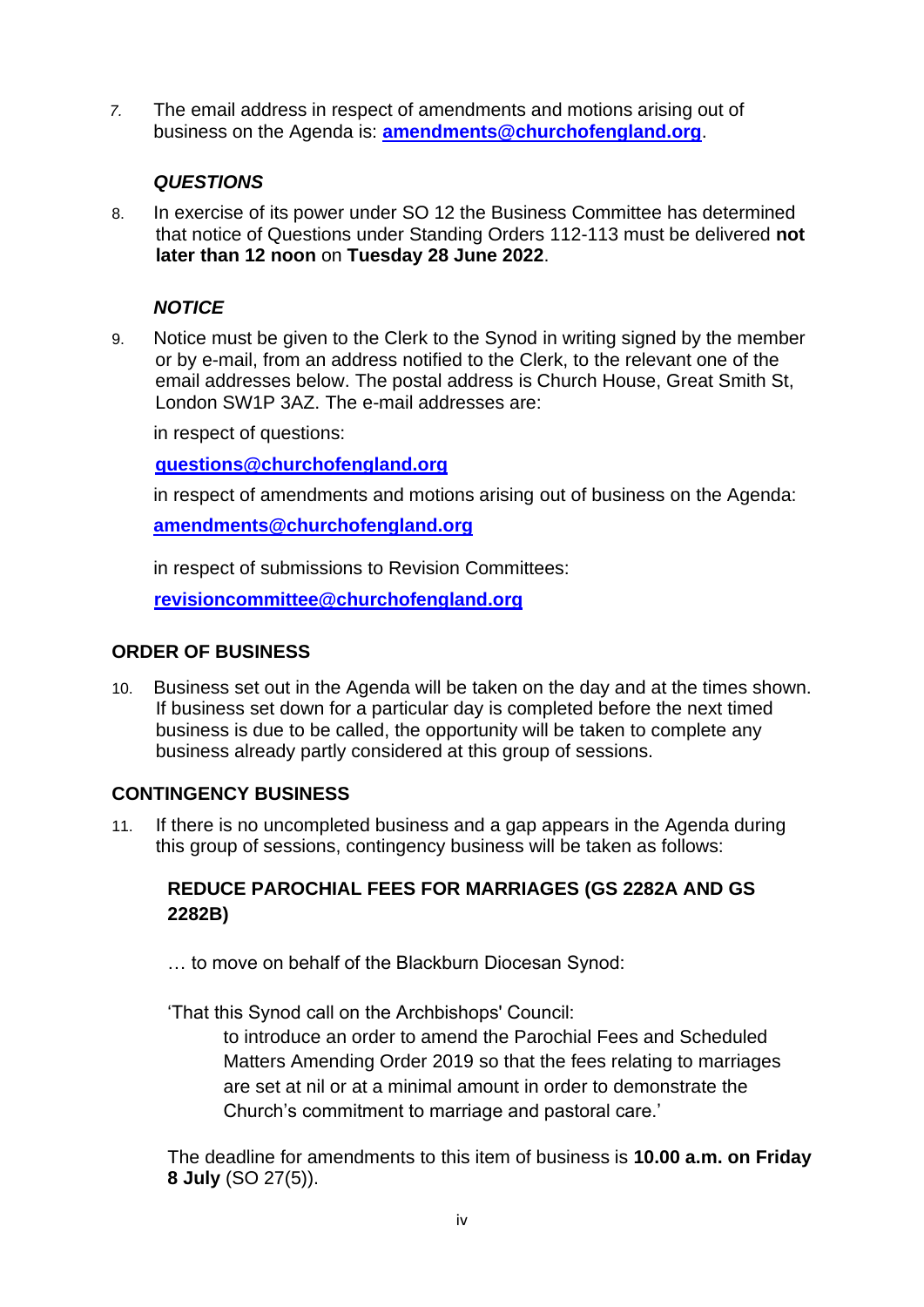7. The email address in respect of amendments and motions arising out of business on the Agenda is: **amendments@churchofengland.org**.

### *QUESTIONS*

8. In exercise of its power under SO 12 the Business Committee has determined that notice of Questions under Standing Orders 112-113 must be delivered **not later than 12 noon** on **Tuesday 28 June 2022**.

### *NOTICE*

9. Notice must be given to the Clerk to the Synod in writing signed by the member or by e-mail, from an address notified to the Clerk, to the relevant one of the email addresses below. The postal address is Church House, Great Smith St, London SW1P 3AZ. The e-mail addresses are:

   in respect of questions:

   **questions@churchofengland.org**

   in respect of amendments and motions arising out of business on the Agenda:

   **amendments@churchofengland.org**

   in respect of submissions to Revision Committees:

   **revisioncommittee@churchofengland.org**

## ORDER OF BUSINESS

10. Business set out in the Agenda will be taken on the day and at the times shown. If business set down for a particular day is completed before the next timed business is due to be called, the opportunity will be taken to complete any business already partly considered at this group of sessions.

## CONTINGENCY BUSINESS

11. If there is no uncompleted business and a gap appears in the Agenda during this group of sessions, contingency business will be taken as follows:

### REDUCE PAROCHIAL FEES FOR MARRIAGES (GS 2282A AND GS 2282B)

… to move on behalf of the Blackburn Diocesan Synod:

'That this Synod call on the Archbishops' Council:

> to introduce an order to amend the Parochial Fees and Scheduled Matters Amending Order 2019 so that the fees relating to marriages are set at nil or at a minimal amount in order to demonstrate the Church's commitment to marriage and pastoral care.'

The deadline for amendments to this item of business is **10.00 a.m. on Friday 8 July** (SO 27(5)).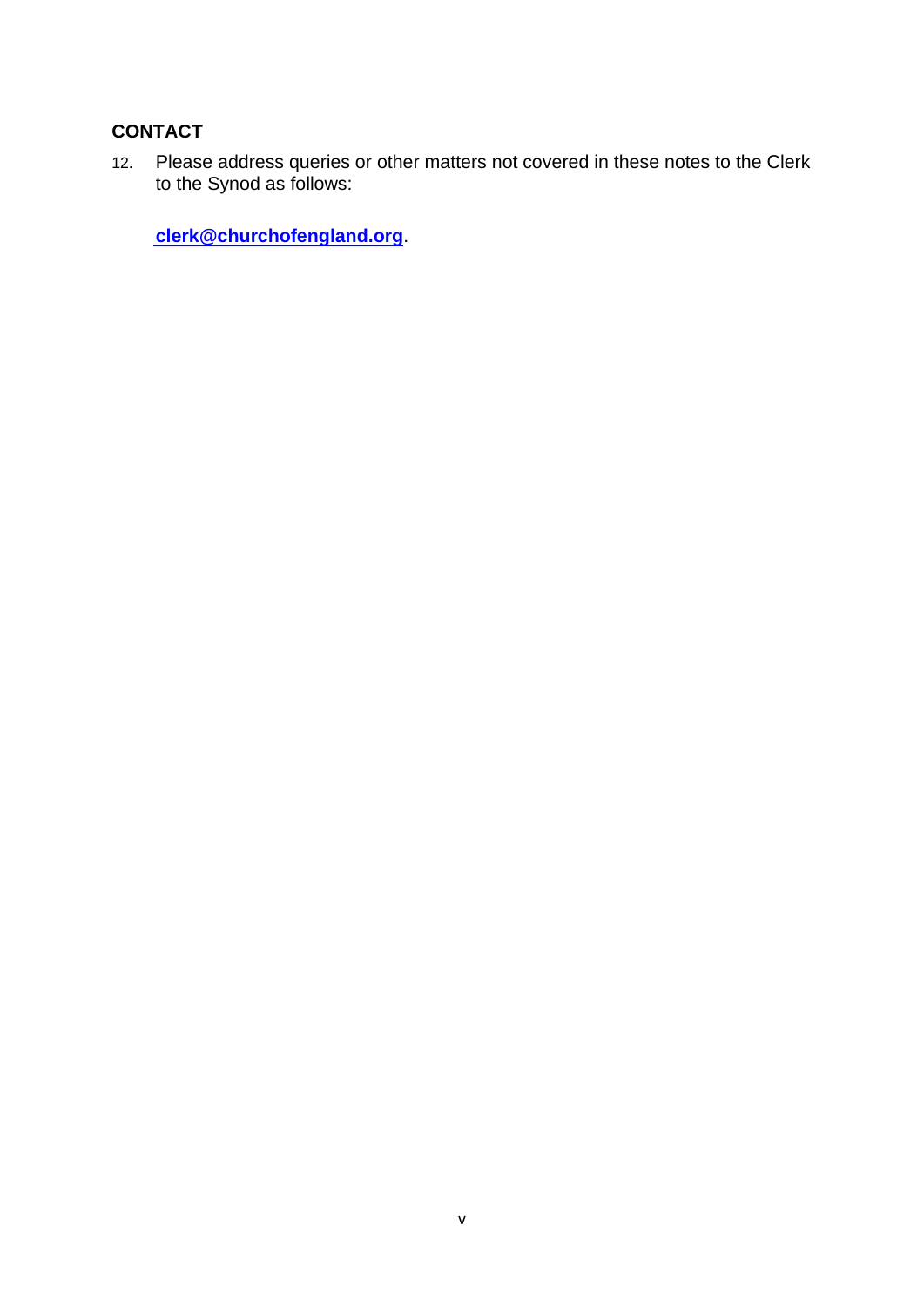## CONTACT

12. Please address queries or other matters not covered in these notes to the Clerk to the Synod as follows:

    **clerk@churchofengland.org**.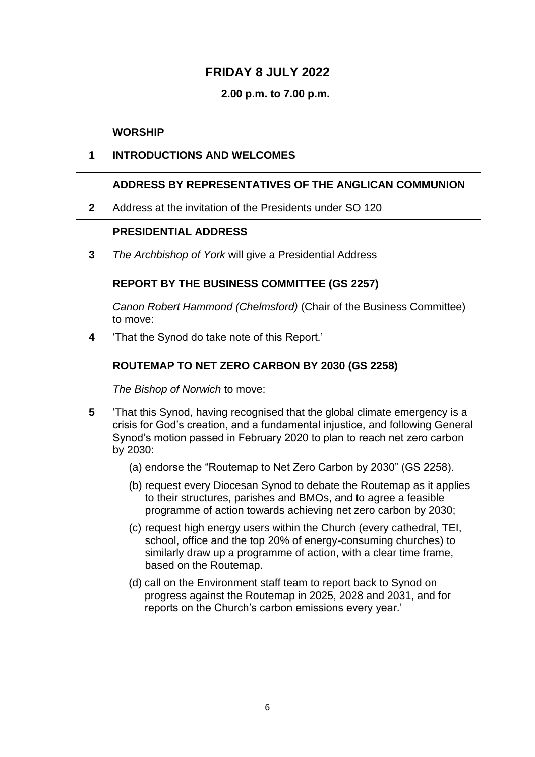# FRIDAY 8 JULY 2022

**2.00 p.m. to 7.00 p.m.**

**WORSHIP**

**1 INTRODUCTIONS AND WELCOMES**

---

**ADDRESS BY REPRESENTATIVES OF THE ANGLICAN COMMUNION**

**2** Address at the invitation of the Presidents under SO 120

---

**PRESIDENTIAL ADDRESS**

**3** *The Archbishop of York* will give a Presidential Address

---

**REPORT BY THE BUSINESS COMMITTEE (GS 2257)**

*Canon Robert Hammond (Chelmsford)* (Chair of the Business Committee) to move:

**4** 'That the Synod do take note of this Report.'

---

**ROUTEMAP TO NET ZERO CARBON BY 2030 (GS 2258)**

*The Bishop of Norwich* to move:

**5** 'That this Synod, having recognised that the global climate emergency is a crisis for God's creation, and a fundamental injustice, and following General Synod's motion passed in February 2020 to plan to reach net zero carbon by 2030:

(a) endorse the "Routemap to Net Zero Carbon by 2030" (GS 2258).

(b) request every Diocesan Synod to debate the Routemap as it applies to their structures, parishes and BMOs, and to agree a feasible programme of action towards achieving net zero carbon by 2030;

(c) request high energy users within the Church (every cathedral, TEI, school, office and the top 20% of energy-consuming churches) to similarly draw up a programme of action, with a clear time frame, based on the Routemap.

(d) call on the Environment staff team to report back to Synod on progress against the Routemap in 2025, 2028 and 2031, and for reports on the Church's carbon emissions every year.'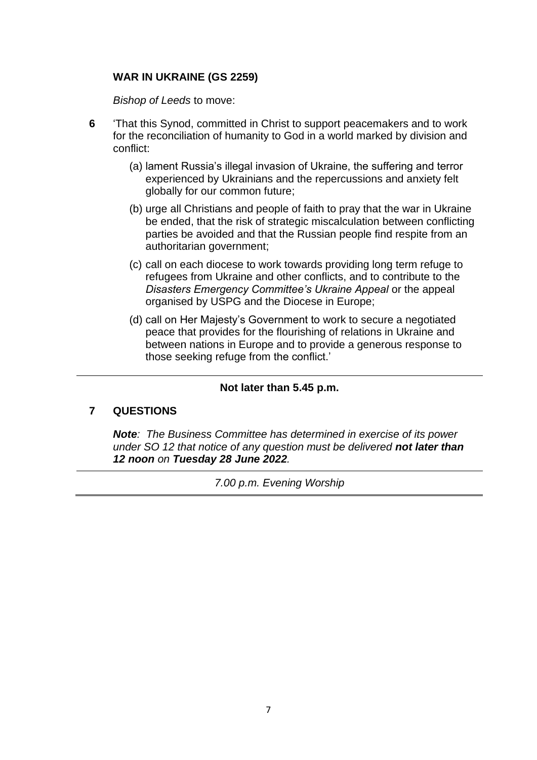**WAR IN UKRAINE (GS 2259)**

*Bishop of Leeds* to move:

**6** 'That this Synod, committed in Christ to support peacemakers and to work for the reconciliation of humanity to God in a world marked by division and conflict:

(a) lament Russia's illegal invasion of Ukraine, the suffering and terror experienced by Ukrainians and the repercussions and anxiety felt globally for our common future;

(b) urge all Christians and people of faith to pray that the war in Ukraine be ended, that the risk of strategic miscalculation between conflicting parties be avoided and that the Russian people find respite from an authoritarian government;

(c) call on each diocese to work towards providing long term refuge to refugees from Ukraine and other conflicts, and to contribute to the *Disasters Emergency Committee's Ukraine Appeal* or the appeal organised by USPG and the Diocese in Europe;

(d) call on Her Majesty's Government to work to secure a negotiated peace that provides for the flourishing of relations in Ukraine and between nations in Europe and to provide a generous response to those seeking refuge from the conflict.'

---

**Not later than 5.45 p.m.**

**7 QUESTIONS**

***Note****: The Business Committee has determined in exercise of its power under SO 12 that notice of any question must be delivered* ***not later than 12 noon*** *on* ***Tuesday 28 June 2022****.*

---

*7.00 p.m. Evening Worship*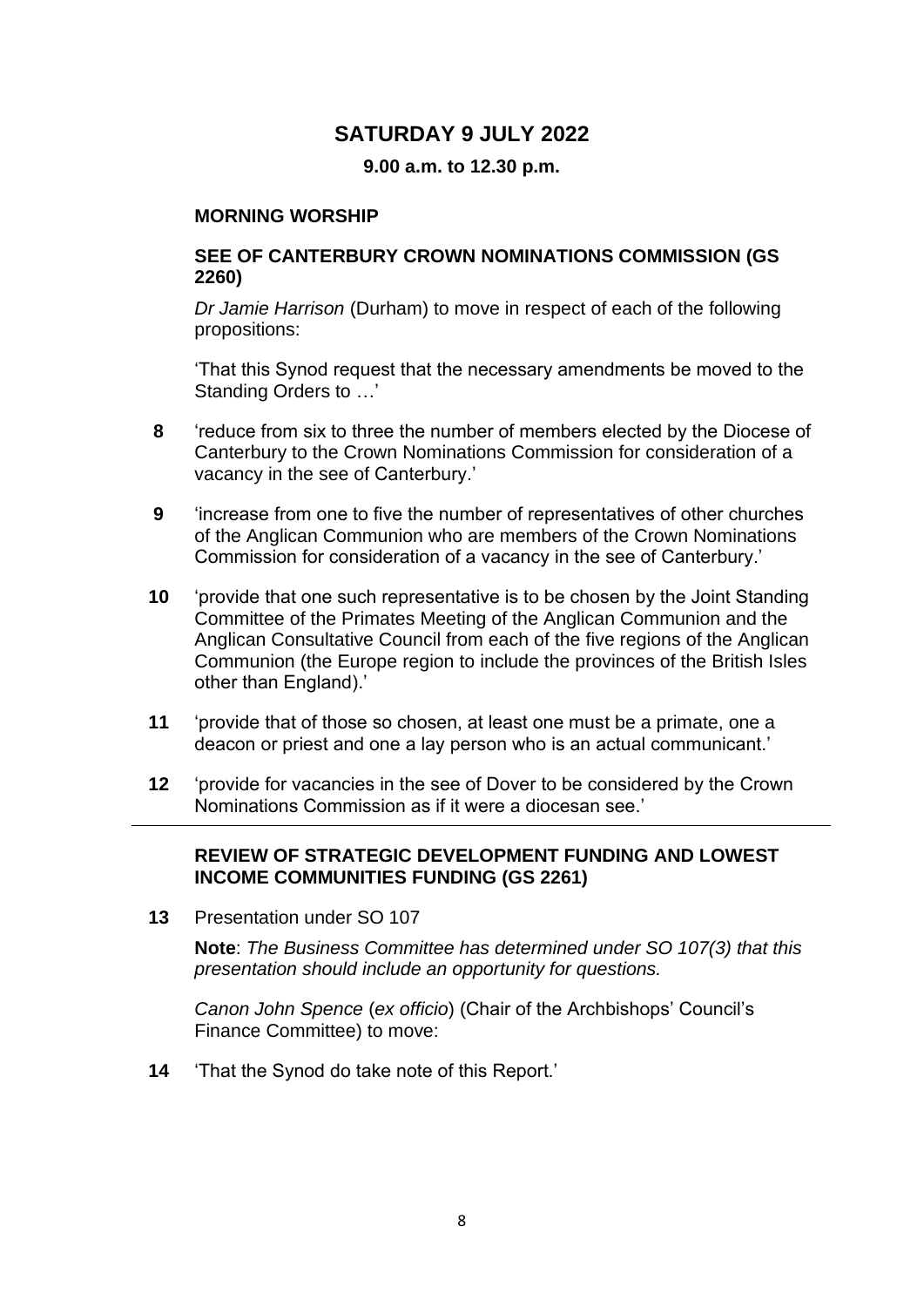## SATURDAY 9 JULY 2022

**9.00 a.m. to 12.30 p.m.**

### MORNING WORSHIP

### SEE OF CANTERBURY CROWN NOMINATIONS COMMISSION (GS 2260)

*Dr Jamie Harrison* (Durham) to move in respect of each of the following propositions:

'That this Synod request that the necessary amendments be moved to the Standing Orders to …'

**8** 'reduce from six to three the number of members elected by the Diocese of Canterbury to the Crown Nominations Commission for consideration of a vacancy in the see of Canterbury.'

**9** 'increase from one to five the number of representatives of other churches of the Anglican Communion who are members of the Crown Nominations Commission for consideration of a vacancy in the see of Canterbury.'

**10** 'provide that one such representative is to be chosen by the Joint Standing Committee of the Primates Meeting of the Anglican Communion and the Anglican Consultative Council from each of the five regions of the Anglican Communion (the Europe region to include the provinces of the British Isles other than England).'

**11** 'provide that of those so chosen, at least one must be a primate, one a deacon or priest and one a lay person who is an actual communicant.'

**12** 'provide for vacancies in the see of Dover to be considered by the Crown Nominations Commission as if it were a diocesan see.'

---

### REVIEW OF STRATEGIC DEVELOPMENT FUNDING AND LOWEST INCOME COMMUNITIES FUNDING (GS 2261)

**13** Presentation under SO 107

**Note**: *The Business Committee has determined under SO 107(3) that this presentation should include an opportunity for questions.*

*Canon John Spence* (*ex officio*) (Chair of the Archbishops' Council's Finance Committee) to move:

**14** 'That the Synod do take note of this Report.'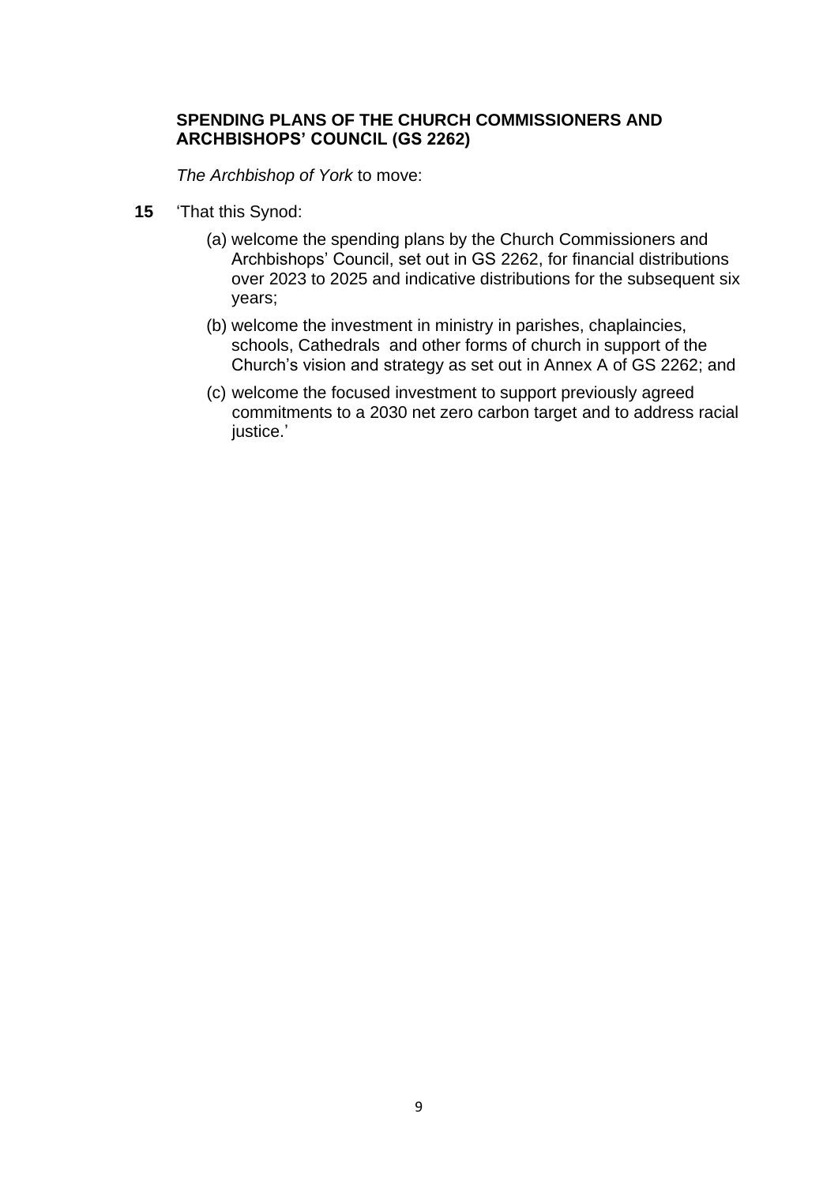**SPENDING PLANS OF THE CHURCH COMMISSIONERS AND ARCHBISHOPS' COUNCIL (GS 2262)**

*The Archbishop of York* to move:

**15** 'That this Synod:

(a) welcome the spending plans by the Church Commissioners and Archbishops' Council, set out in GS 2262, for financial distributions over 2023 to 2025 and indicative distributions for the subsequent six years;

(b) welcome the investment in ministry in parishes, chaplaincies, schools, Cathedrals and other forms of church in support of the Church's vision and strategy as set out in Annex A of GS 2262; and

(c) welcome the focused investment to support previously agreed commitments to a 2030 net zero carbon target and to address racial justice.'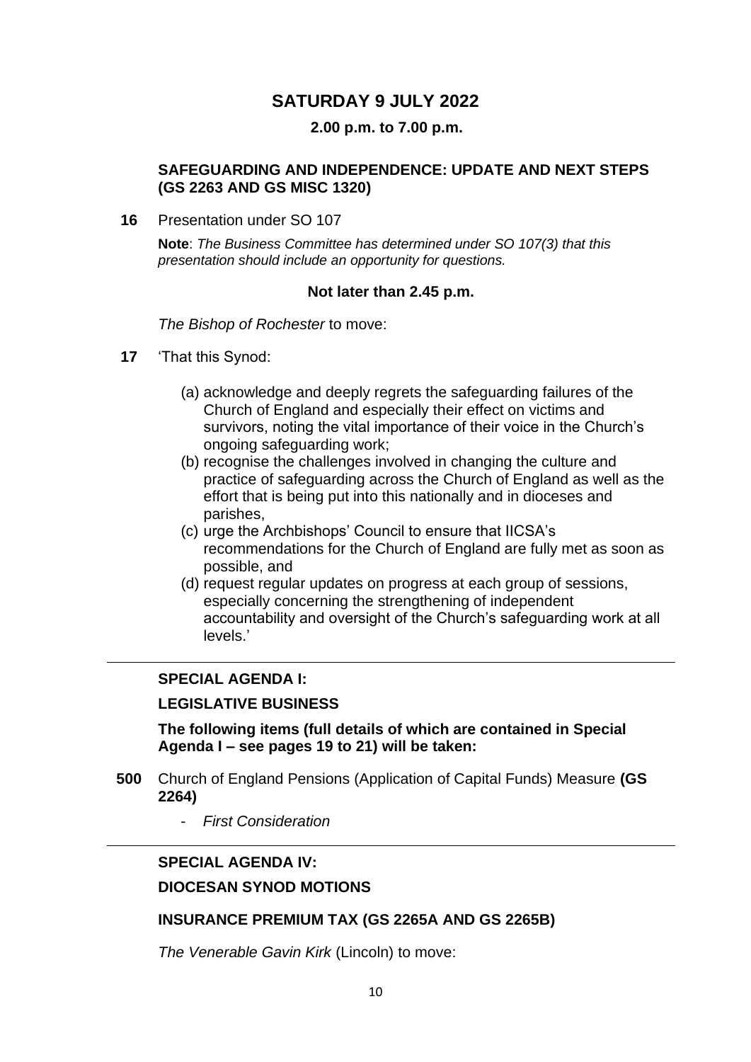# SATURDAY 9 JULY 2022

**2.00 p.m. to 7.00 p.m.**

## SAFEGUARDING AND INDEPENDENCE: UPDATE AND NEXT STEPS (GS 2263 AND GS MISC 1320)

**16** Presentation under SO 107

**Note**: *The Business Committee has determined under SO 107(3) that this presentation should include an opportunity for questions.*

**Not later than 2.45 p.m.**

*The Bishop of Rochester* to move:

**17** 'That this Synod:

(a) acknowledge and deeply regrets the safeguarding failures of the Church of England and especially their effect on victims and survivors, noting the vital importance of their voice in the Church's ongoing safeguarding work;
(b) recognise the challenges involved in changing the culture and practice of safeguarding across the Church of England as well as the effort that is being put into this nationally and in dioceses and parishes,
(c) urge the Archbishops' Council to ensure that IICSA's recommendations for the Church of England are fully met as soon as possible, and
(d) request regular updates on progress at each group of sessions, especially concerning the strengthening of independent accountability and oversight of the Church's safeguarding work at all levels.'

---

## SPECIAL AGENDA I:

## LEGISLATIVE BUSINESS

**The following items (full details of which are contained in Special Agenda I – see pages 19 to 21) will be taken:**

**500** Church of England Pensions (Application of Capital Funds) Measure **(GS 2264)**

- *First Consideration*

---

## SPECIAL AGENDA IV:

## DIOCESAN SYNOD MOTIONS

## INSURANCE PREMIUM TAX (GS 2265A AND GS 2265B)

*The Venerable Gavin Kirk* (Lincoln) to move: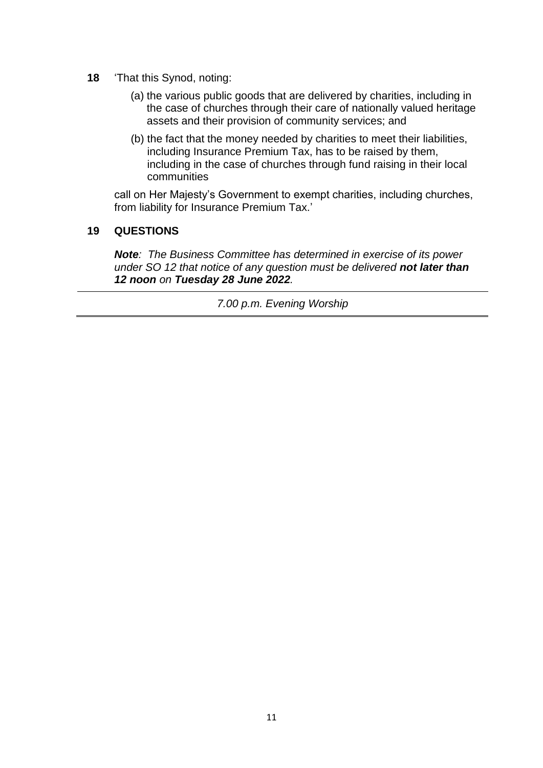**18** 'That this Synod, noting:

(a) the various public goods that are delivered by charities, including in the case of churches through their care of nationally valued heritage assets and their provision of community services; and

(b) the fact that the money needed by charities to meet their liabilities, including Insurance Premium Tax, has to be raised by them, including in the case of churches through fund raising in their local communities

call on Her Majesty's Government to exempt charities, including churches, from liability for Insurance Premium Tax.'

**19 QUESTIONS**

***Note**: The Business Committee has determined in exercise of its power under SO 12 that notice of any question must be delivered **not later than 12 noon** on **Tuesday 28 June 2022**.*

---

*7.00 p.m. Evening Worship*

---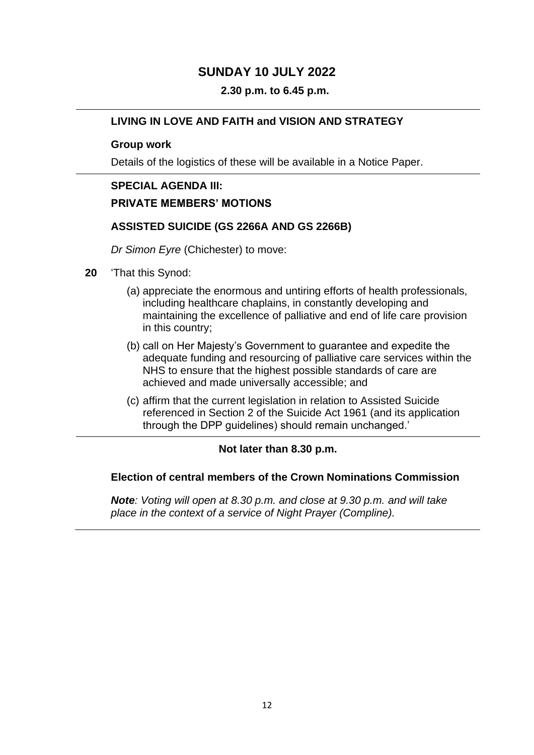# SUNDAY 10 JULY 2022

**2.30 p.m. to 6.45 p.m.**

---

**LIVING IN LOVE AND FAITH and VISION AND STRATEGY**

**Group work**

Details of the logistics of these will be available in a Notice Paper.

---

**SPECIAL AGENDA III:**

**PRIVATE MEMBERS' MOTIONS**

**ASSISTED SUICIDE (GS 2266A AND GS 2266B)**

*Dr Simon Eyre* (Chichester) to move:

**20** 'That this Synod:

(a) appreciate the enormous and untiring efforts of health professionals, including healthcare chaplains, in constantly developing and maintaining the excellence of palliative and end of life care provision in this country;

(b) call on Her Majesty's Government to guarantee and expedite the adequate funding and resourcing of palliative care services within the NHS to ensure that the highest possible standards of care are achieved and made universally accessible; and

(c) affirm that the current legislation in relation to Assisted Suicide referenced in Section 2 of the Suicide Act 1961 (and its application through the DPP guidelines) should remain unchanged.'

---

**Not later than 8.30 p.m.**

**Election of central members of the Crown Nominations Commission**

***Note**: Voting will open at 8.30 p.m. and close at 9.30 p.m. and will take place in the context of a service of Night Prayer (Compline).*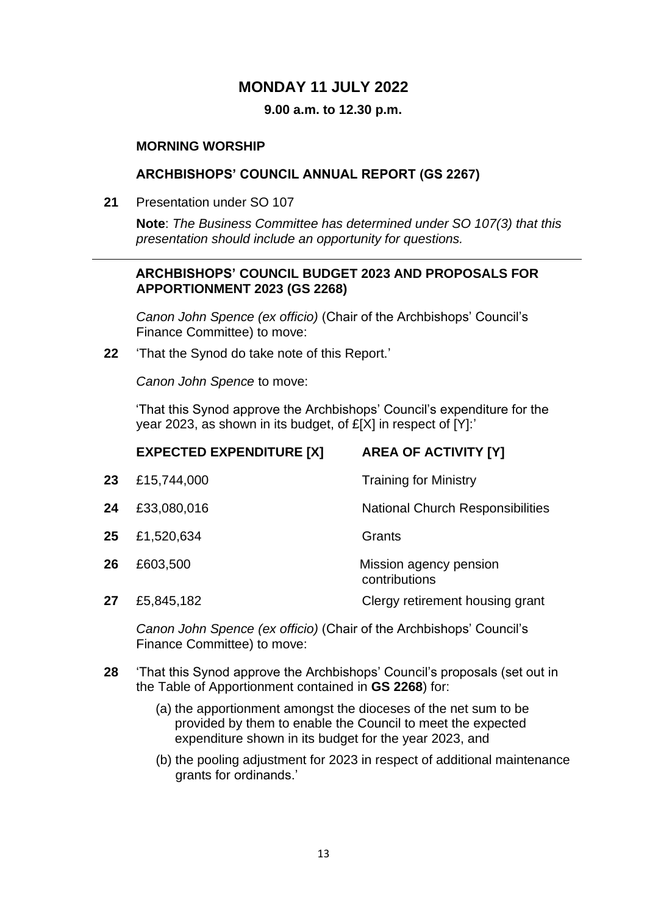# MONDAY 11 JULY 2022

**9.00 a.m. to 12.30 p.m.**

### MORNING WORSHIP

### ARCHBISHOPS' COUNCIL ANNUAL REPORT (GS 2267)

**21** Presentation under SO 107

**Note**: *The Business Committee has determined under SO 107(3) that this presentation should include an opportunity for questions.*

---

### ARCHBISHOPS' COUNCIL BUDGET 2023 AND PROPOSALS FOR APPORTIONMENT 2023 (GS 2268)

*Canon John Spence (ex officio)* (Chair of the Archbishops' Council's Finance Committee) to move:

**22** 'That the Synod do take note of this Report.'

*Canon John Spence* to move:

'That this Synod approve the Archbishops' Council's expenditure for the year 2023, as shown in its budget, of £[X] in respect of [Y]:'

| | EXPECTED EXPENDITURE [X] | AREA OF ACTIVITY [Y] |
|---|---|---|
| **23** | £15,744,000 | Training for Ministry |
| **24** | £33,080,016 | National Church Responsibilities |
| **25** | £1,520,634 | Grants |
| **26** | £603,500 | Mission agency pension contributions |
| **27** | £5,845,182 | Clergy retirement housing grant |

*Canon John Spence (ex officio)* (Chair of the Archbishops' Council's Finance Committee) to move:

**28** 'That this Synod approve the Archbishops' Council's proposals (set out in the Table of Apportionment contained in **GS 2268**) for:

(a) the apportionment amongst the dioceses of the net sum to be provided by them to enable the Council to meet the expected expenditure shown in its budget for the year 2023, and

(b) the pooling adjustment for 2023 in respect of additional maintenance grants for ordinands.'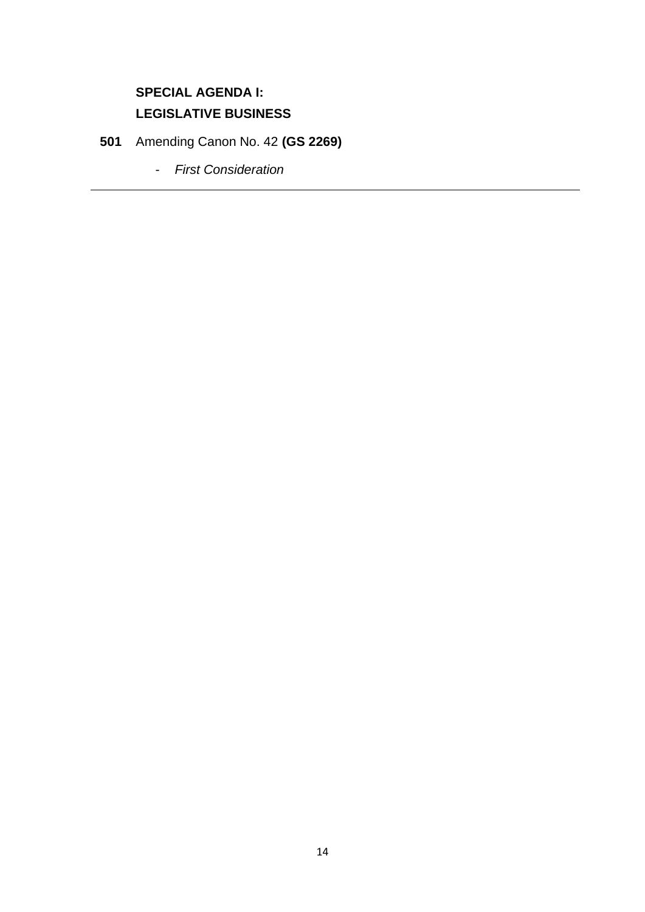**SPECIAL AGENDA I:**

**LEGISLATIVE BUSINESS**

**501** Amending Canon No. 42 **(GS 2269)**

- *First Consideration*

---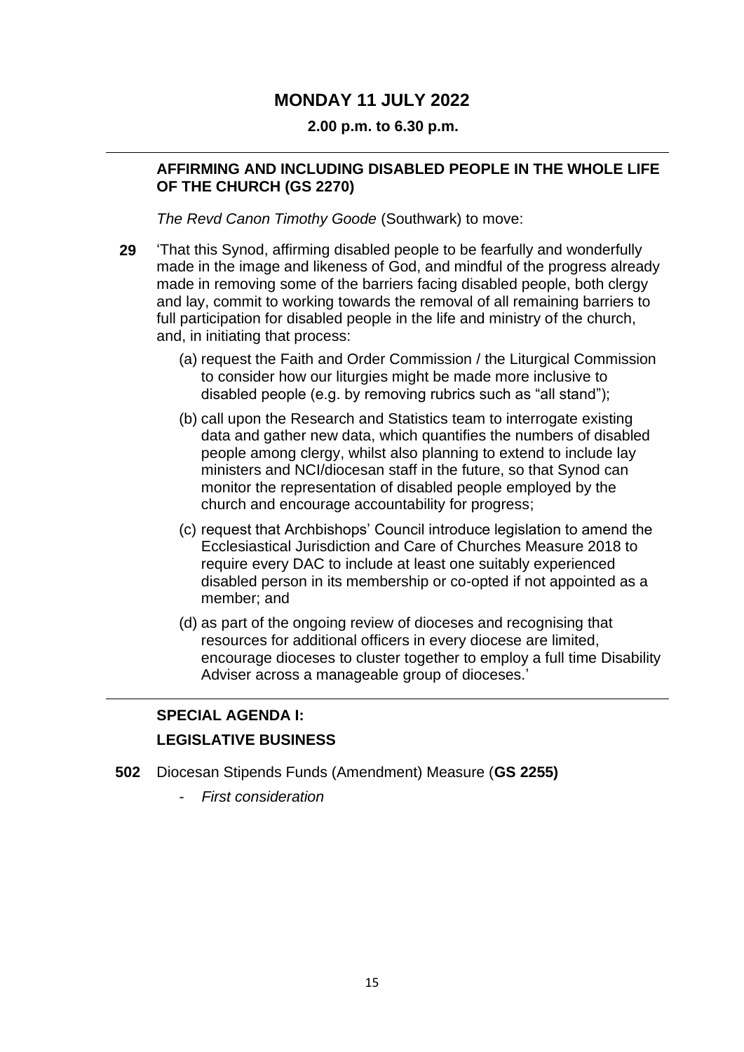# MONDAY 11 JULY 2022

**2.00 p.m. to 6.30 p.m.**

---

**AFFIRMING AND INCLUDING DISABLED PEOPLE IN THE WHOLE LIFE OF THE CHURCH (GS 2270)**

*The Revd Canon Timothy Goode* (Southwark) to move:

**29** 'That this Synod, affirming disabled people to be fearfully and wonderfully made in the image and likeness of God, and mindful of the progress already made in removing some of the barriers facing disabled people, both clergy and lay, commit to working towards the removal of all remaining barriers to full participation for disabled people in the life and ministry of the church, and, in initiating that process:

(a) request the Faith and Order Commission / the Liturgical Commission to consider how our liturgies might be made more inclusive to disabled people (e.g. by removing rubrics such as "all stand");

(b) call upon the Research and Statistics team to interrogate existing data and gather new data, which quantifies the numbers of disabled people among clergy, whilst also planning to extend to include lay ministers and NCI/diocesan staff in the future, so that Synod can monitor the representation of disabled people employed by the church and encourage accountability for progress;

(c) request that Archbishops' Council introduce legislation to amend the Ecclesiastical Jurisdiction and Care of Churches Measure 2018 to require every DAC to include at least one suitably experienced disabled person in its membership or co-opted if not appointed as a member; and

(d) as part of the ongoing review of dioceses and recognising that resources for additional officers in every diocese are limited, encourage dioceses to cluster together to employ a full time Disability Adviser across a manageable group of dioceses.'

---

**SPECIAL AGENDA I:**

**LEGISLATIVE BUSINESS**

**502** Diocesan Stipends Funds (Amendment) Measure (**GS 2255)**

- *First consideration*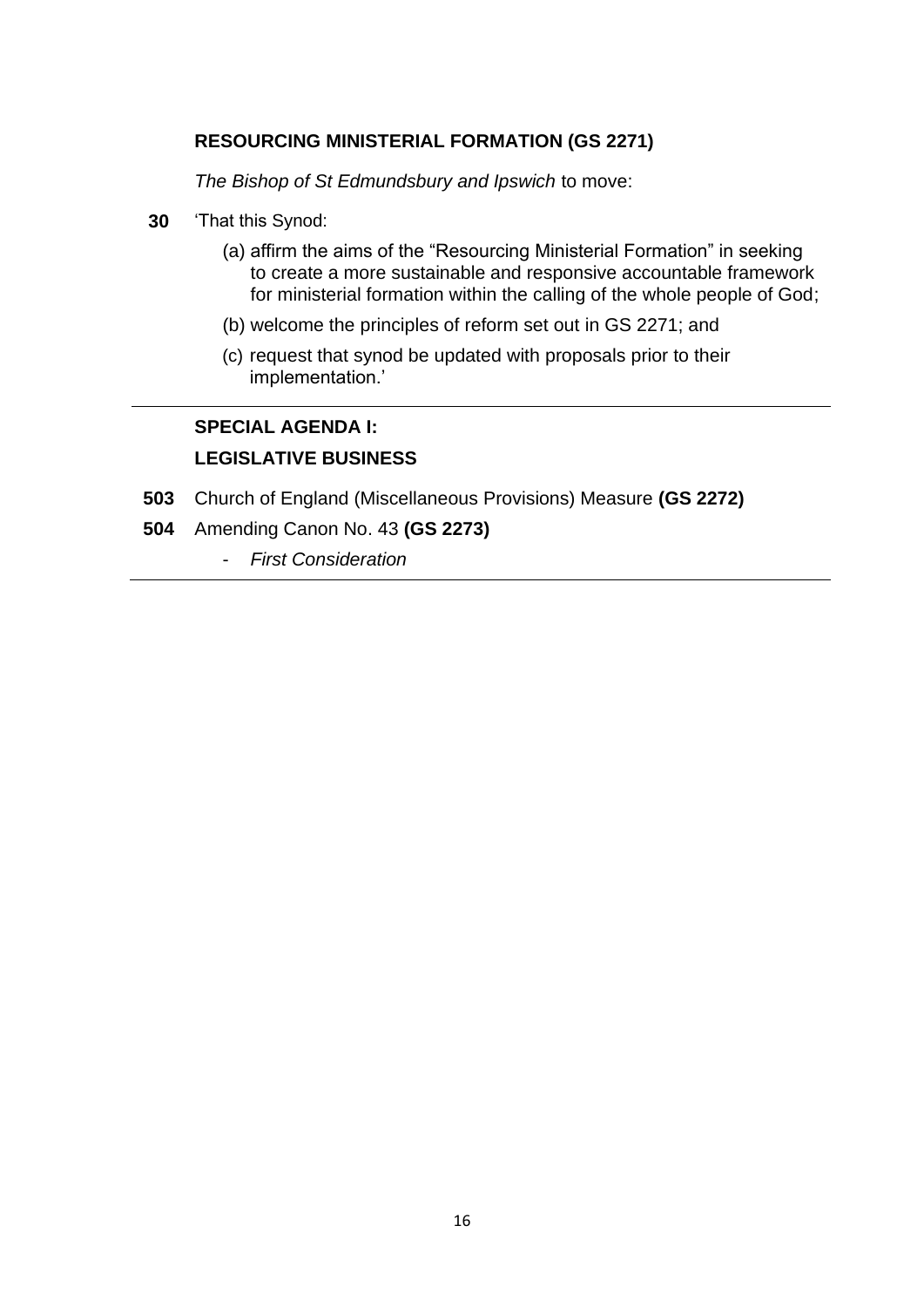### RESOURCING MINISTERIAL FORMATION (GS 2271)

*The Bishop of St Edmundsbury and Ipswich* to move:

**30** 'That this Synod:

(a) affirm the aims of the "Resourcing Ministerial Formation" in seeking to create a more sustainable and responsive accountable framework for ministerial formation within the calling of the whole people of God;

(b) welcome the principles of reform set out in GS 2271; and

(c) request that synod be updated with proposals prior to their implementation.'

---

### SPECIAL AGENDA I:

### LEGISLATIVE BUSINESS

**503** Church of England (Miscellaneous Provisions) Measure **(GS 2272)**

**504** Amending Canon No. 43 **(GS 2273)**

- *First Consideration*

---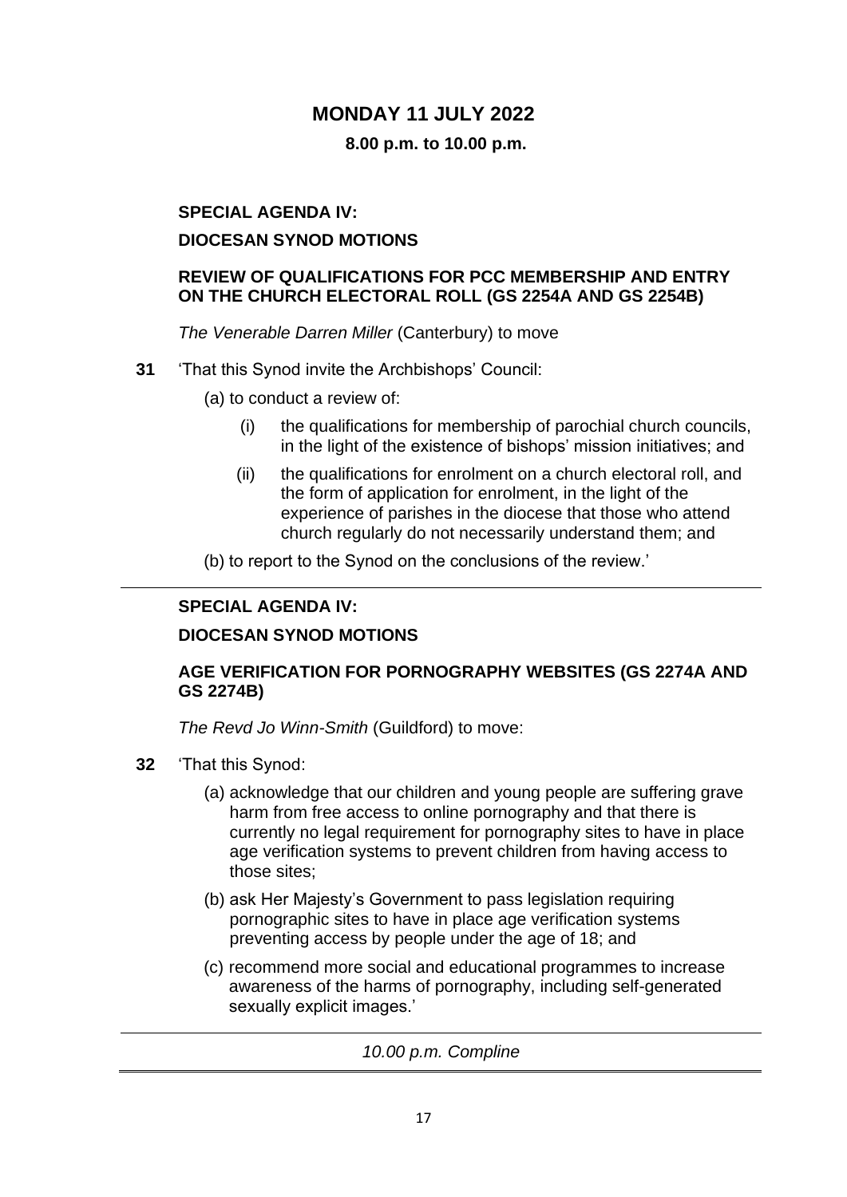# MONDAY 11 JULY 2022

**8.00 p.m. to 10.00 p.m.**

**SPECIAL AGENDA IV:**

**DIOCESAN SYNOD MOTIONS**

**REVIEW OF QUALIFICATIONS FOR PCC MEMBERSHIP AND ENTRY ON THE CHURCH ELECTORAL ROLL (GS 2254A AND GS 2254B)**

*The Venerable Darren Miller* (Canterbury) to move

**31** 'That this Synod invite the Archbishops' Council:

(a) to conduct a review of:

(i) the qualifications for membership of parochial church councils, in the light of the existence of bishops' mission initiatives; and

(ii) the qualifications for enrolment on a church electoral roll, and the form of application for enrolment, in the light of the experience of parishes in the diocese that those who attend church regularly do not necessarily understand them; and

(b) to report to the Synod on the conclusions of the review.'

---

**SPECIAL AGENDA IV:**

**DIOCESAN SYNOD MOTIONS**

**AGE VERIFICATION FOR PORNOGRAPHY WEBSITES (GS 2274A AND GS 2274B)**

*The Revd Jo Winn-Smith* (Guildford) to move:

**32** 'That this Synod:

(a) acknowledge that our children and young people are suffering grave harm from free access to online pornography and that there is currently no legal requirement for pornography sites to have in place age verification systems to prevent children from having access to those sites;

(b) ask Her Majesty's Government to pass legislation requiring pornographic sites to have in place age verification systems preventing access by people under the age of 18; and

(c) recommend more social and educational programmes to increase awareness of the harms of pornography, including self-generated sexually explicit images.'

---

*10.00 p.m. Compline*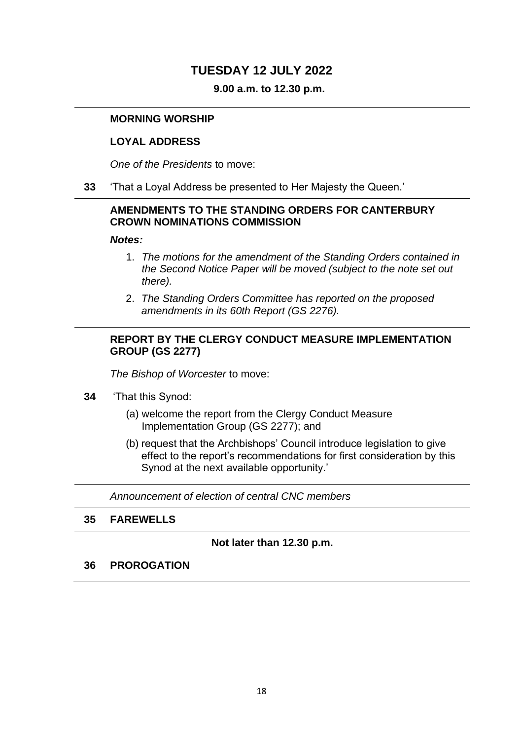# TUESDAY 12 JULY 2022

**9.00 a.m. to 12.30 p.m.**

---

**MORNING WORSHIP**

**LOYAL ADDRESS**

*One of the Presidents* to move:

**33** 'That a Loyal Address be presented to Her Majesty the Queen.'

---

**AMENDMENTS TO THE STANDING ORDERS FOR CANTERBURY CROWN NOMINATIONS COMMISSION**

***Notes:***

1. *The motions for the amendment of the Standing Orders contained in the Second Notice Paper will be moved (subject to the note set out there).*
2. *The Standing Orders Committee has reported on the proposed amendments in its 60th Report (GS 2276).*

---

**REPORT BY THE CLERGY CONDUCT MEASURE IMPLEMENTATION GROUP (GS 2277)**

*The Bishop of Worcester* to move:

**34** 'That this Synod:

(a) welcome the report from the Clergy Conduct Measure Implementation Group (GS 2277); and

(b) request that the Archbishops' Council introduce legislation to give effect to the report's recommendations for first consideration by this Synod at the next available opportunity.'

---

*Announcement of election of central CNC members*

---

**35 FAREWELLS**

---

**Not later than 12.30 p.m.**

**36 PROROGATION**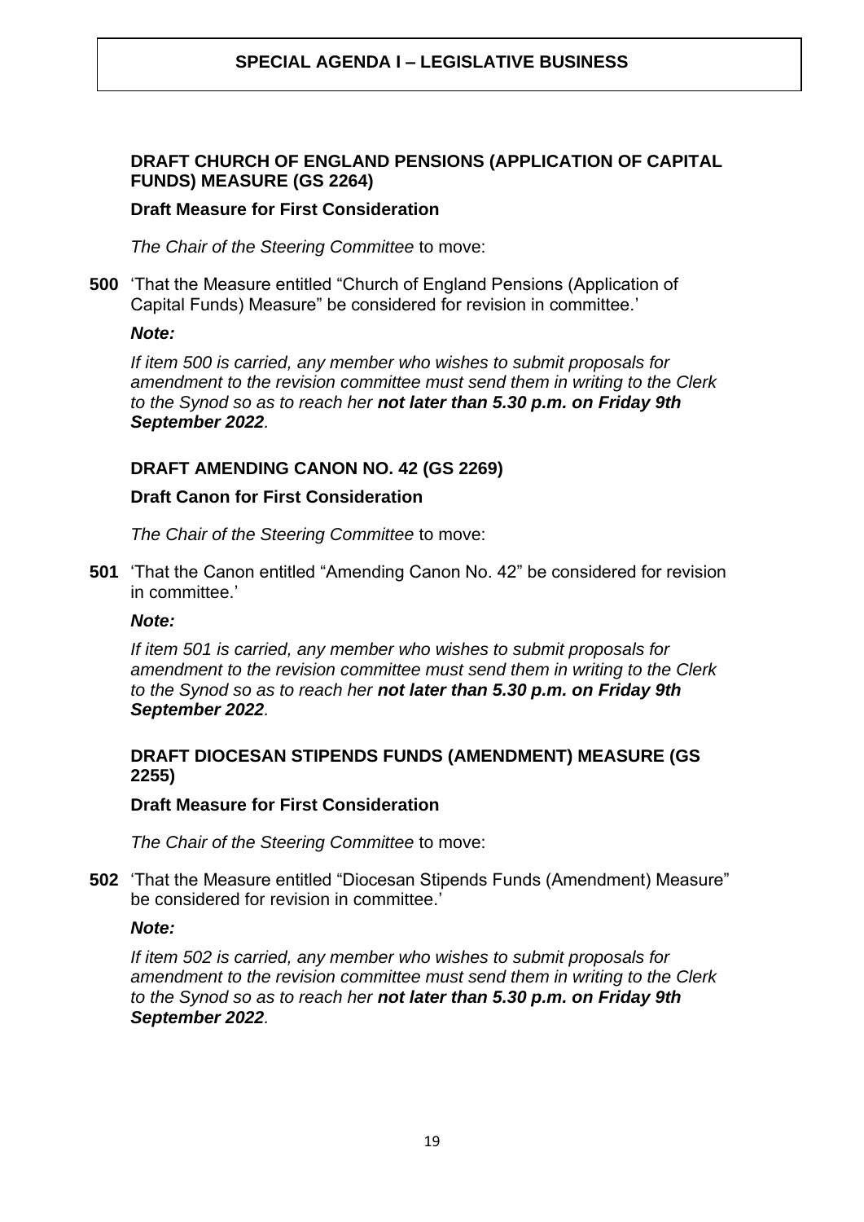# SPECIAL AGENDA I – LEGISLATIVE BUSINESS

## DRAFT CHURCH OF ENGLAND PENSIONS (APPLICATION OF CAPITAL FUNDS) MEASURE (GS 2264)

### Draft Measure for First Consideration

*The Chair of the Steering Committee* to move:

**500** 'That the Measure entitled "Church of England Pensions (Application of Capital Funds) Measure" be considered for revision in committee.'

***Note:***

*If item 500 is carried, any member who wishes to submit proposals for amendment to the revision committee must send them in writing to the Clerk to the Synod so as to reach her **not later than 5.30 p.m. on Friday 9th September 2022**.*

## DRAFT AMENDING CANON NO. 42 (GS 2269)

### Draft Canon for First Consideration

*The Chair of the Steering Committee* to move:

**501** 'That the Canon entitled "Amending Canon No. 42" be considered for revision in committee.'

***Note:***

*If item 501 is carried, any member who wishes to submit proposals for amendment to the revision committee must send them in writing to the Clerk to the Synod so as to reach her **not later than 5.30 p.m. on Friday 9th September 2022**.*

## DRAFT DIOCESAN STIPENDS FUNDS (AMENDMENT) MEASURE (GS 2255)

### Draft Measure for First Consideration

*The Chair of the Steering Committee* to move:

**502** 'That the Measure entitled "Diocesan Stipends Funds (Amendment) Measure" be considered for revision in committee.'

***Note:***

*If item 502 is carried, any member who wishes to submit proposals for amendment to the revision committee must send them in writing to the Clerk to the Synod so as to reach her **not later than 5.30 p.m. on Friday 9th September 2022**.*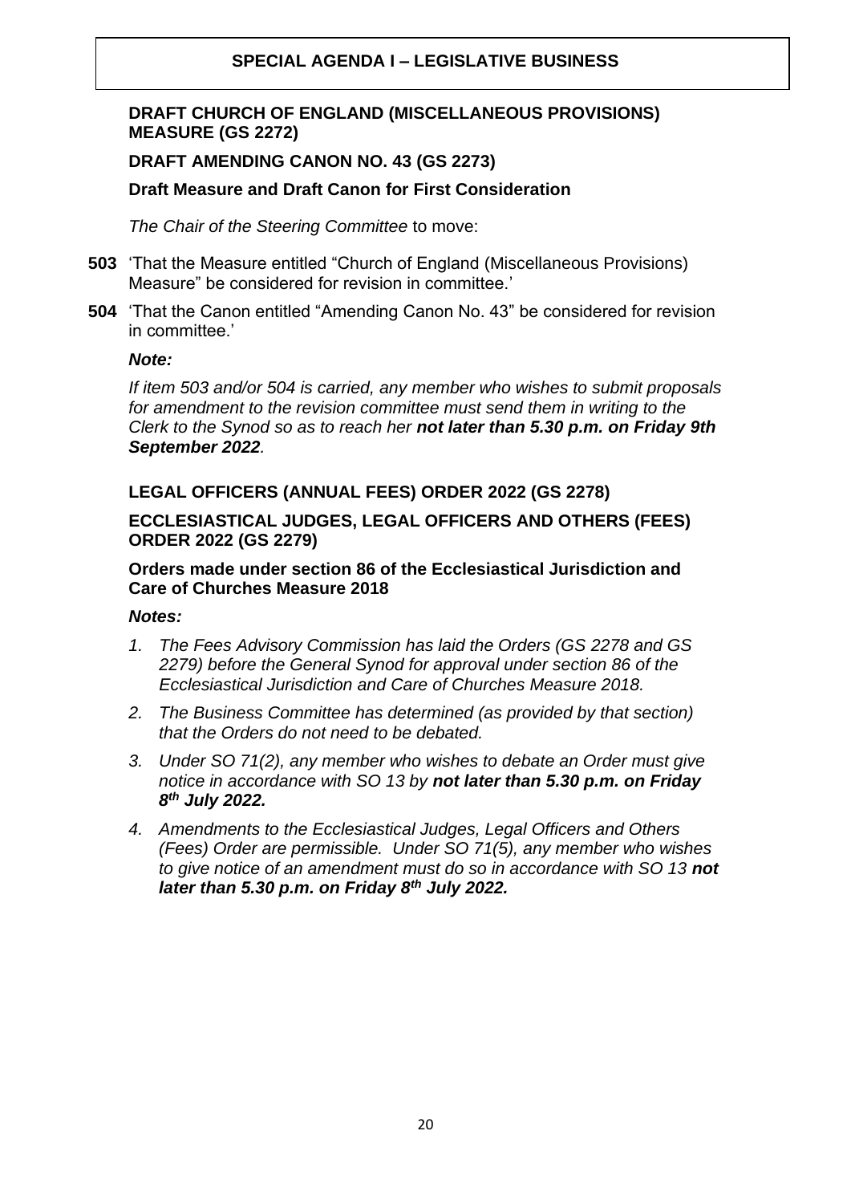## SPECIAL AGENDA I – LEGISLATIVE BUSINESS

### DRAFT CHURCH OF ENGLAND (MISCELLANEOUS PROVISIONS) MEASURE (GS 2272)

### DRAFT AMENDING CANON NO. 43 (GS 2273)

**Draft Measure and Draft Canon for First Consideration**

*The Chair of the Steering Committee* to move:

**503** 'That the Measure entitled "Church of England (Miscellaneous Provisions) Measure" be considered for revision in committee.'

**504** 'That the Canon entitled "Amending Canon No. 43" be considered for revision in committee.'

***Note:***

*If item 503 and/or 504 is carried, any member who wishes to submit proposals for amendment to the revision committee must send them in writing to the Clerk to the Synod so as to reach her* ***not later than 5.30 p.m. on Friday 9th September 2022****.*

### LEGAL OFFICERS (ANNUAL FEES) ORDER 2022 (GS 2278)

### ECCLESIASTICAL JUDGES, LEGAL OFFICERS AND OTHERS (FEES) ORDER 2022 (GS 2279)

**Orders made under section 86 of the Ecclesiastical Jurisdiction and Care of Churches Measure 2018**

***Notes:***

1. *The Fees Advisory Commission has laid the Orders (GS 2278 and GS 2279) before the General Synod for approval under section 86 of the Ecclesiastical Jurisdiction and Care of Churches Measure 2018.*
2. *The Business Committee has determined (as provided by that section) that the Orders do not need to be debated.*
3. *Under SO 71(2), any member who wishes to debate an Order must give notice in accordance with SO 13 by* ***not later than 5.30 p.m. on Friday 8th July 2022.***
4. *Amendments to the Ecclesiastical Judges, Legal Officers and Others (Fees) Order are permissible. Under SO 71(5), any member who wishes to give notice of an amendment must do so in accordance with SO 13* ***not later than 5.30 p.m. on Friday 8th July 2022.***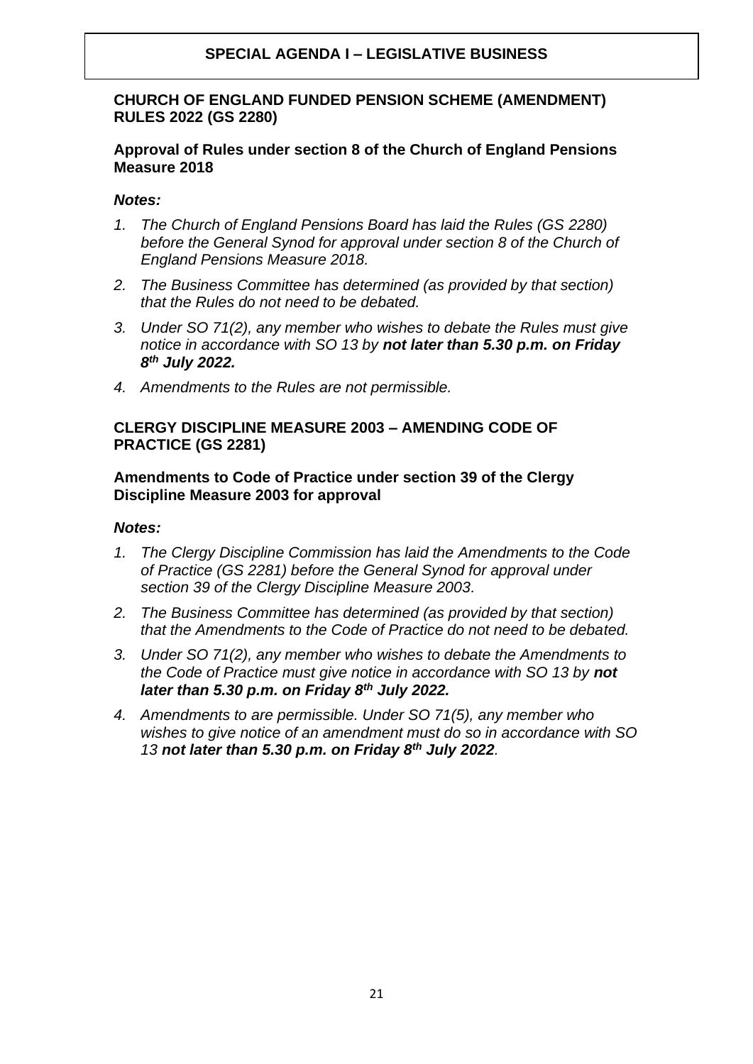## SPECIAL AGENDA I – LEGISLATIVE BUSINESS

### CHURCH OF ENGLAND FUNDED PENSION SCHEME (AMENDMENT) RULES 2022 (GS 2280)

**Approval of Rules under section 8 of the Church of England Pensions Measure 2018**

***Notes:***

1. *The Church of England Pensions Board has laid the Rules (GS 2280) before the General Synod for approval under section 8 of the Church of England Pensions Measure 2018.*
2. *The Business Committee has determined (as provided by that section) that the Rules do not need to be debated.*
3. *Under SO 71(2), any member who wishes to debate the Rules must give notice in accordance with SO 13 by* ***not later than 5.30 p.m. on Friday 8th July 2022.***
4. *Amendments to the Rules are not permissible.*

### CLERGY DISCIPLINE MEASURE 2003 – AMENDING CODE OF PRACTICE (GS 2281)

**Amendments to Code of Practice under section 39 of the Clergy Discipline Measure 2003 for approval**

***Notes:***

1. *The Clergy Discipline Commission has laid the Amendments to the Code of Practice (GS 2281) before the General Synod for approval under section 39 of the Clergy Discipline Measure 2003.*
2. *The Business Committee has determined (as provided by that section) that the Amendments to the Code of Practice do not need to be debated.*
3. *Under SO 71(2), any member who wishes to debate the Amendments to the Code of Practice must give notice in accordance with SO 13 by* ***not later than 5.30 p.m. on Friday 8th July 2022.***
4. *Amendments to are permissible. Under SO 71(5), any member who wishes to give notice of an amendment must do so in accordance with SO 13* ***not later than 5.30 p.m. on Friday 8th July 2022****.*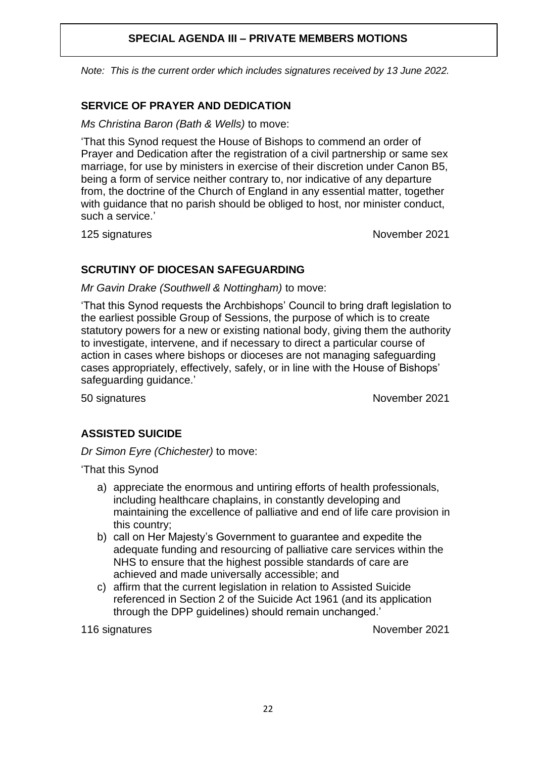# SPECIAL AGENDA III – PRIVATE MEMBERS MOTIONS

*Note: This is the current order which includes signatures received by 13 June 2022.*

## SERVICE OF PRAYER AND DEDICATION

*Ms Christina Baron (Bath & Wells)* to move:

'That this Synod request the House of Bishops to commend an order of Prayer and Dedication after the registration of a civil partnership or same sex marriage, for use by ministers in exercise of their discretion under Canon B5, being a form of service neither contrary to, nor indicative of any departure from, the doctrine of the Church of England in any essential matter, together with guidance that no parish should be obliged to host, nor minister conduct, such a service.'

125 signatures — November 2021

## SCRUTINY OF DIOCESAN SAFEGUARDING

*Mr Gavin Drake (Southwell & Nottingham)* to move:

'That this Synod requests the Archbishops' Council to bring draft legislation to the earliest possible Group of Sessions, the purpose of which is to create statutory powers for a new or existing national body, giving them the authority to investigate, intervene, and if necessary to direct a particular course of action in cases where bishops or dioceses are not managing safeguarding cases appropriately, effectively, safely, or in line with the House of Bishops' safeguarding guidance.'

50 signatures — November 2021

## ASSISTED SUICIDE

*Dr Simon Eyre (Chichester)* to move:

'That this Synod

a) appreciate the enormous and untiring efforts of health professionals, including healthcare chaplains, in constantly developing and maintaining the excellence of palliative and end of life care provision in this country;
b) call on Her Majesty's Government to guarantee and expedite the adequate funding and resourcing of palliative care services within the NHS to ensure that the highest possible standards of care are achieved and made universally accessible; and
c) affirm that the current legislation in relation to Assisted Suicide referenced in Section 2 of the Suicide Act 1961 (and its application through the DPP guidelines) should remain unchanged.'

116 signatures — November 2021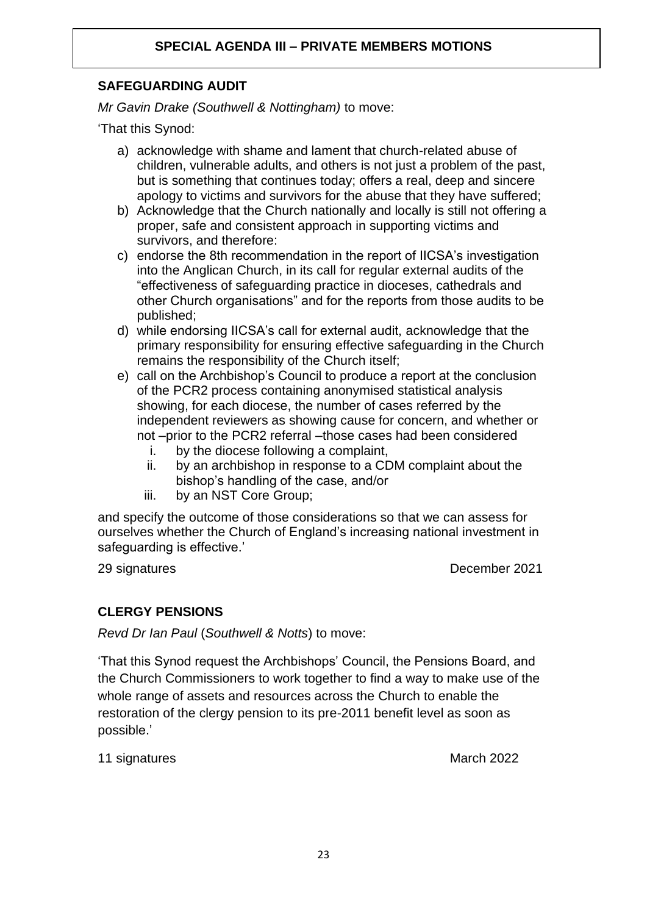# SPECIAL AGENDA III – PRIVATE MEMBERS MOTIONS

## SAFEGUARDING AUDIT

*Mr Gavin Drake (Southwell & Nottingham)* to move:

'That this Synod:

a) acknowledge with shame and lament that church-related abuse of children, vulnerable adults, and others is not just a problem of the past, but is something that continues today; offers a real, deep and sincere apology to victims and survivors for the abuse that they have suffered;
b) Acknowledge that the Church nationally and locally is still not offering a proper, safe and consistent approach in supporting victims and survivors, and therefore:
c) endorse the 8th recommendation in the report of IICSA's investigation into the Anglican Church, in its call for regular external audits of the "effectiveness of safeguarding practice in dioceses, cathedrals and other Church organisations" and for the reports from those audits to be published;
d) while endorsing IICSA's call for external audit, acknowledge that the primary responsibility for ensuring effective safeguarding in the Church remains the responsibility of the Church itself;
e) call on the Archbishop's Council to produce a report at the conclusion of the PCR2 process containing anonymised statistical analysis showing, for each diocese, the number of cases referred by the independent reviewers as showing cause for concern, and whether or not –prior to the PCR2 referral –those cases had been considered
    i. by the diocese following a complaint,
    ii. by an archbishop in response to a CDM complaint about the bishop's handling of the case, and/or
    iii. by an NST Core Group;

and specify the outcome of those considerations so that we can assess for ourselves whether the Church of England's increasing national investment in safeguarding is effective.'

29 signatures — December 2021

## CLERGY PENSIONS

*Revd Dr Ian Paul* (*Southwell & Notts*) to move:

'That this Synod request the Archbishops' Council, the Pensions Board, and the Church Commissioners to work together to find a way to make use of the whole range of assets and resources across the Church to enable the restoration of the clergy pension to its pre-2011 benefit level as soon as possible.'

11 signatures — March 2022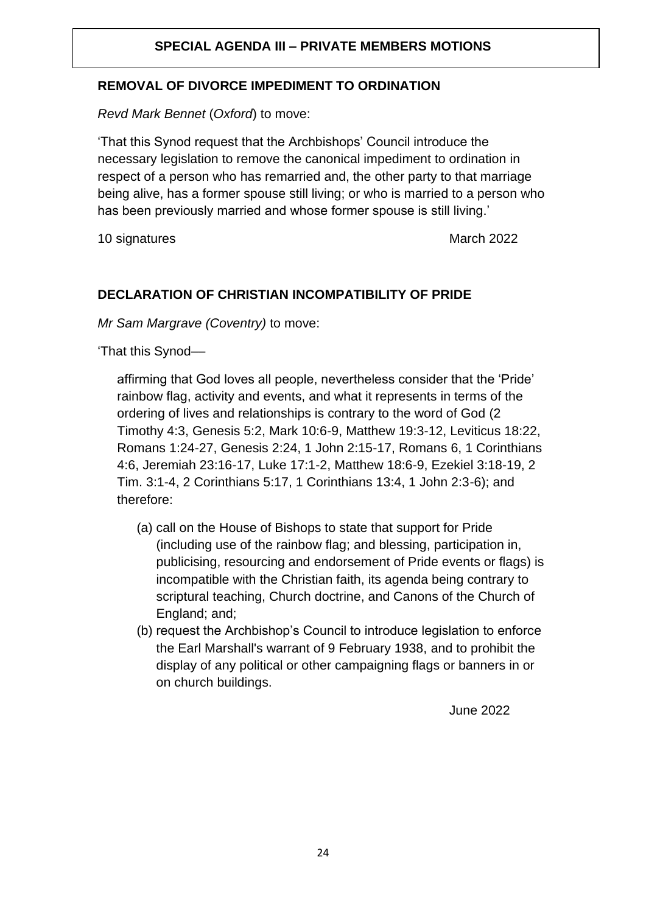# SPECIAL AGENDA III – PRIVATE MEMBERS MOTIONS

## REMOVAL OF DIVORCE IMPEDIMENT TO ORDINATION

*Revd Mark Bennet* (*Oxford*) to move:

'That this Synod request that the Archbishops' Council introduce the necessary legislation to remove the canonical impediment to ordination in respect of a person who has remarried and, the other party to that marriage being alive, has a former spouse still living; or who is married to a person who has been previously married and whose former spouse is still living.'

10 signatures March 2022

## DECLARATION OF CHRISTIAN INCOMPATIBILITY OF PRIDE

*Mr Sam Margrave (Coventry)* to move:

'That this Synod—

affirming that God loves all people, nevertheless consider that the 'Pride' rainbow flag, activity and events, and what it represents in terms of the ordering of lives and relationships is contrary to the word of God (2 Timothy 4:3, Genesis 5:2, Mark 10:6-9, Matthew 19:3-12, Leviticus 18:22, Romans 1:24-27, Genesis 2:24, 1 John 2:15-17, Romans 6, 1 Corinthians 4:6, Jeremiah 23:16-17, Luke 17:1-2, Matthew 18:6-9, Ezekiel 3:18-19, 2 Tim. 3:1-4, 2 Corinthians 5:17, 1 Corinthians 13:4, 1 John 2:3-6); and therefore:

(a) call on the House of Bishops to state that support for Pride (including use of the rainbow flag; and blessing, participation in, publicising, resourcing and endorsement of Pride events or flags) is incompatible with the Christian faith, its agenda being contrary to scriptural teaching, Church doctrine, and Canons of the Church of England; and;

(b) request the Archbishop's Council to introduce legislation to enforce the Earl Marshall's warrant of 9 February 1938, and to prohibit the display of any political or other campaigning flags or banners in or on church buildings.

June 2022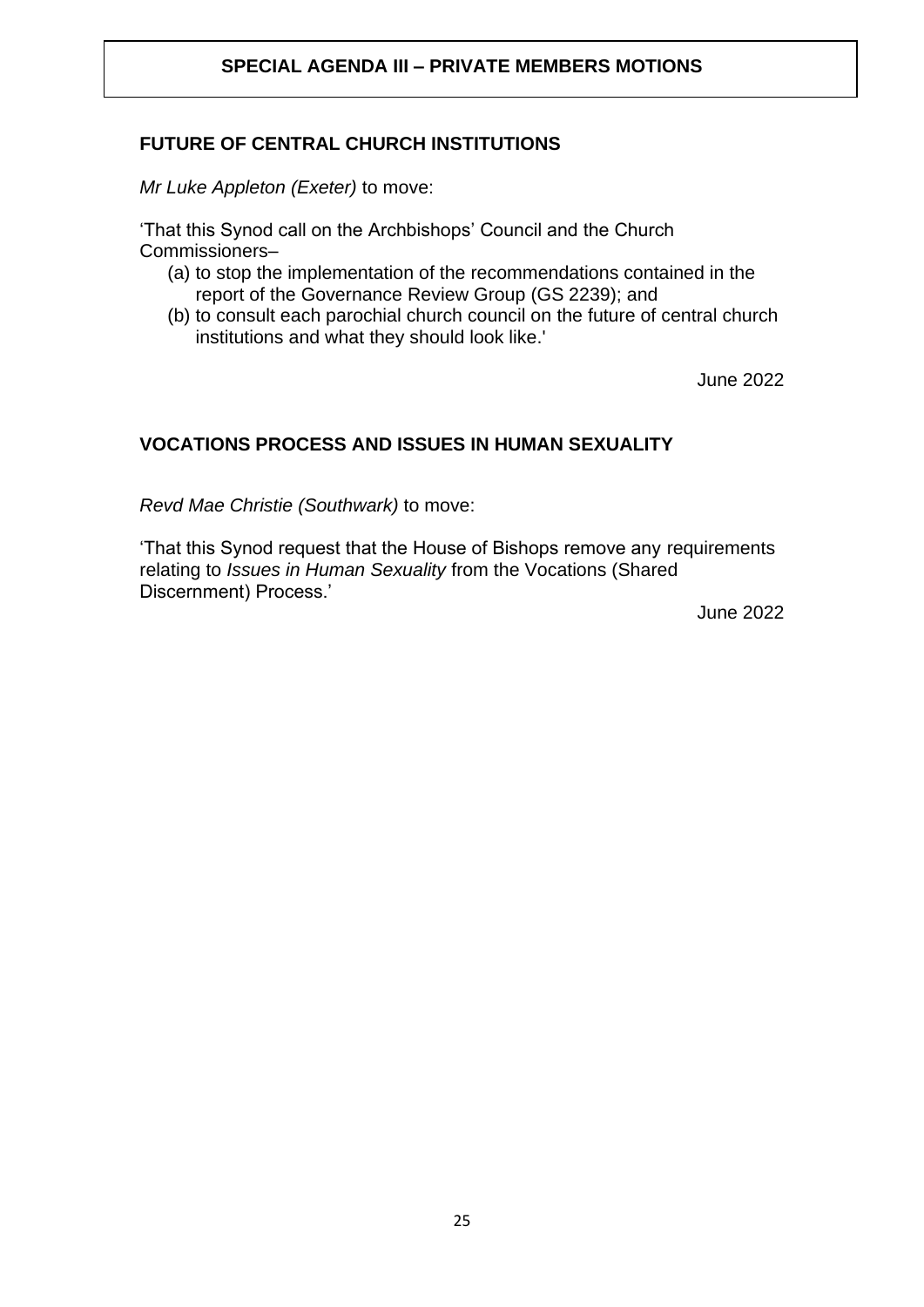# SPECIAL AGENDA III – PRIVATE MEMBERS MOTIONS

## FUTURE OF CENTRAL CHURCH INSTITUTIONS

*Mr Luke Appleton (Exeter)* to move:

'That this Synod call on the Archbishops' Council and the Church Commissioners–

(a) to stop the implementation of the recommendations contained in the report of the Governance Review Group (GS 2239); and
(b) to consult each parochial church council on the future of central church institutions and what they should look like.'

June 2022

## VOCATIONS PROCESS AND ISSUES IN HUMAN SEXUALITY

*Revd Mae Christie (Southwark)* to move:

'That this Synod request that the House of Bishops remove any requirements relating to *Issues in Human Sexuality* from the Vocations (Shared Discernment) Process.'

June 2022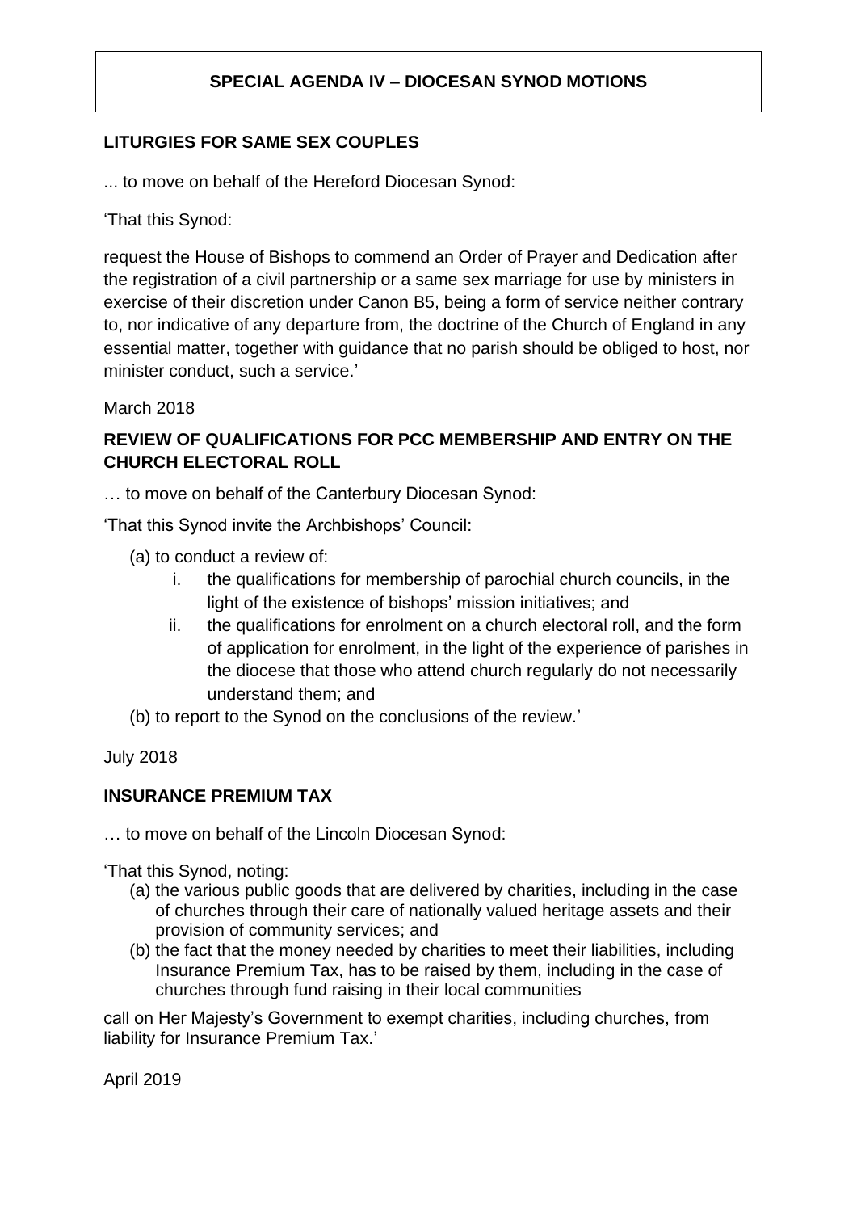# SPECIAL AGENDA IV – DIOCESAN SYNOD MOTIONS

## LITURGIES FOR SAME SEX COUPLES

... to move on behalf of the Hereford Diocesan Synod:

'That this Synod:

request the House of Bishops to commend an Order of Prayer and Dedication after the registration of a civil partnership or a same sex marriage for use by ministers in exercise of their discretion under Canon B5, being a form of service neither contrary to, nor indicative of any departure from, the doctrine of the Church of England in any essential matter, together with guidance that no parish should be obliged to host, nor minister conduct, such a service.'

March 2018

## REVIEW OF QUALIFICATIONS FOR PCC MEMBERSHIP AND ENTRY ON THE CHURCH ELECTORAL ROLL

… to move on behalf of the Canterbury Diocesan Synod:

'That this Synod invite the Archbishops' Council:

(a) to conduct a review of:
   i. the qualifications for membership of parochial church councils, in the light of the existence of bishops' mission initiatives; and
   ii. the qualifications for enrolment on a church electoral roll, and the form of application for enrolment, in the light of the experience of parishes in the diocese that those who attend church regularly do not necessarily understand them; and

(b) to report to the Synod on the conclusions of the review.'

July 2018

## INSURANCE PREMIUM TAX

… to move on behalf of the Lincoln Diocesan Synod:

'That this Synod, noting:

(a) the various public goods that are delivered by charities, including in the case of churches through their care of nationally valued heritage assets and their provision of community services; and
(b) the fact that the money needed by charities to meet their liabilities, including Insurance Premium Tax, has to be raised by them, including in the case of churches through fund raising in their local communities

call on Her Majesty's Government to exempt charities, including churches, from liability for Insurance Premium Tax.'

April 2019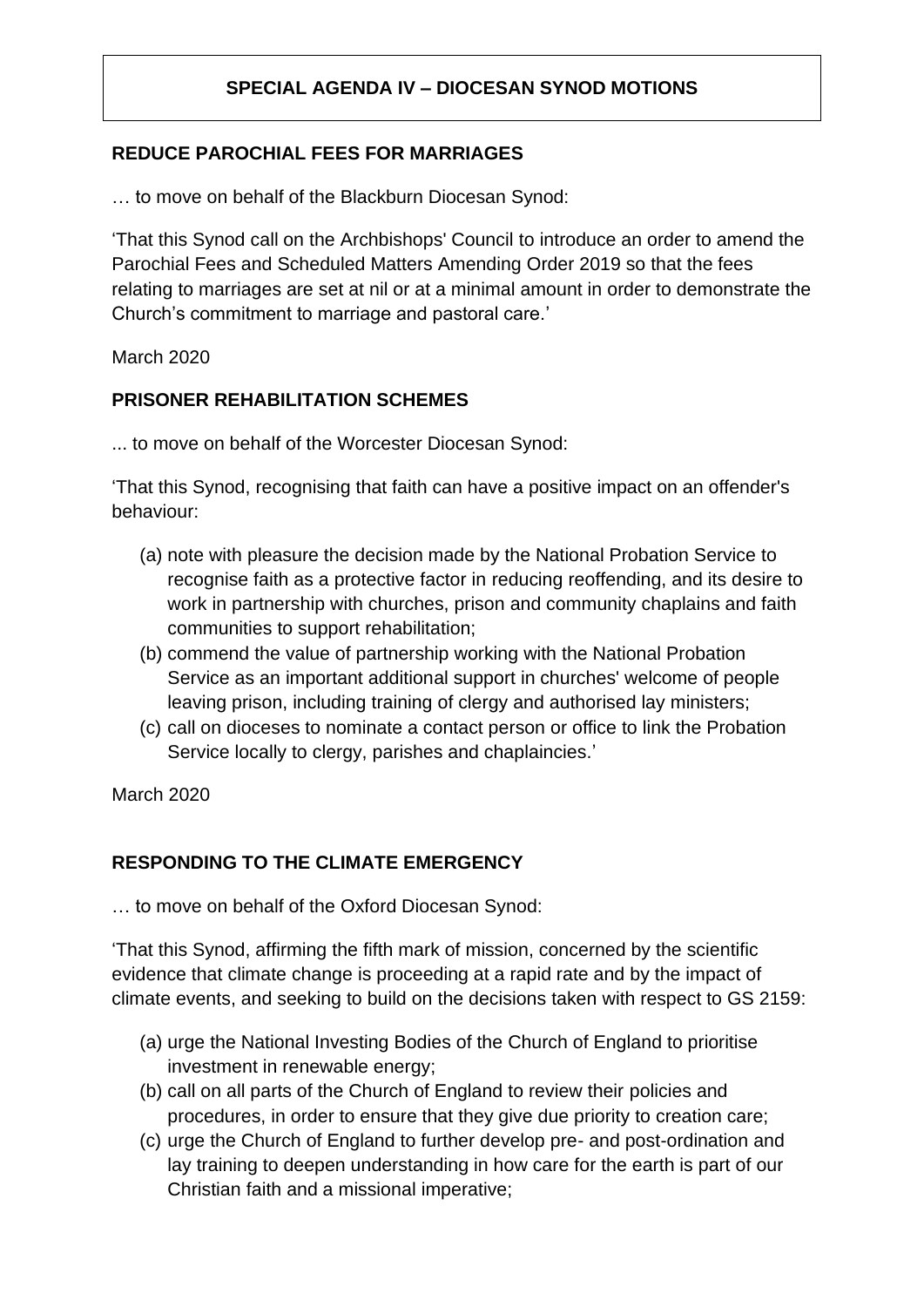# SPECIAL AGENDA IV – DIOCESAN SYNOD MOTIONS

## REDUCE PAROCHIAL FEES FOR MARRIAGES

… to move on behalf of the Blackburn Diocesan Synod:

'That this Synod call on the Archbishops' Council to introduce an order to amend the Parochial Fees and Scheduled Matters Amending Order 2019 so that the fees relating to marriages are set at nil or at a minimal amount in order to demonstrate the Church's commitment to marriage and pastoral care.'

March 2020

## PRISONER REHABILITATION SCHEMES

... to move on behalf of the Worcester Diocesan Synod:

'That this Synod, recognising that faith can have a positive impact on an offender's behaviour:

(a) note with pleasure the decision made by the National Probation Service to recognise faith as a protective factor in reducing reoffending, and its desire to work in partnership with churches, prison and community chaplains and faith communities to support rehabilitation;
(b) commend the value of partnership working with the National Probation Service as an important additional support in churches' welcome of people leaving prison, including training of clergy and authorised lay ministers;
(c) call on dioceses to nominate a contact person or office to link the Probation Service locally to clergy, parishes and chaplaincies.'

March 2020

## RESPONDING TO THE CLIMATE EMERGENCY

… to move on behalf of the Oxford Diocesan Synod:

'That this Synod, affirming the fifth mark of mission, concerned by the scientific evidence that climate change is proceeding at a rapid rate and by the impact of climate events, and seeking to build on the decisions taken with respect to GS 2159:

(a) urge the National Investing Bodies of the Church of England to prioritise investment in renewable energy;
(b) call on all parts of the Church of England to review their policies and procedures, in order to ensure that they give due priority to creation care;
(c) urge the Church of England to further develop pre- and post-ordination and lay training to deepen understanding in how care for the earth is part of our Christian faith and a missional imperative;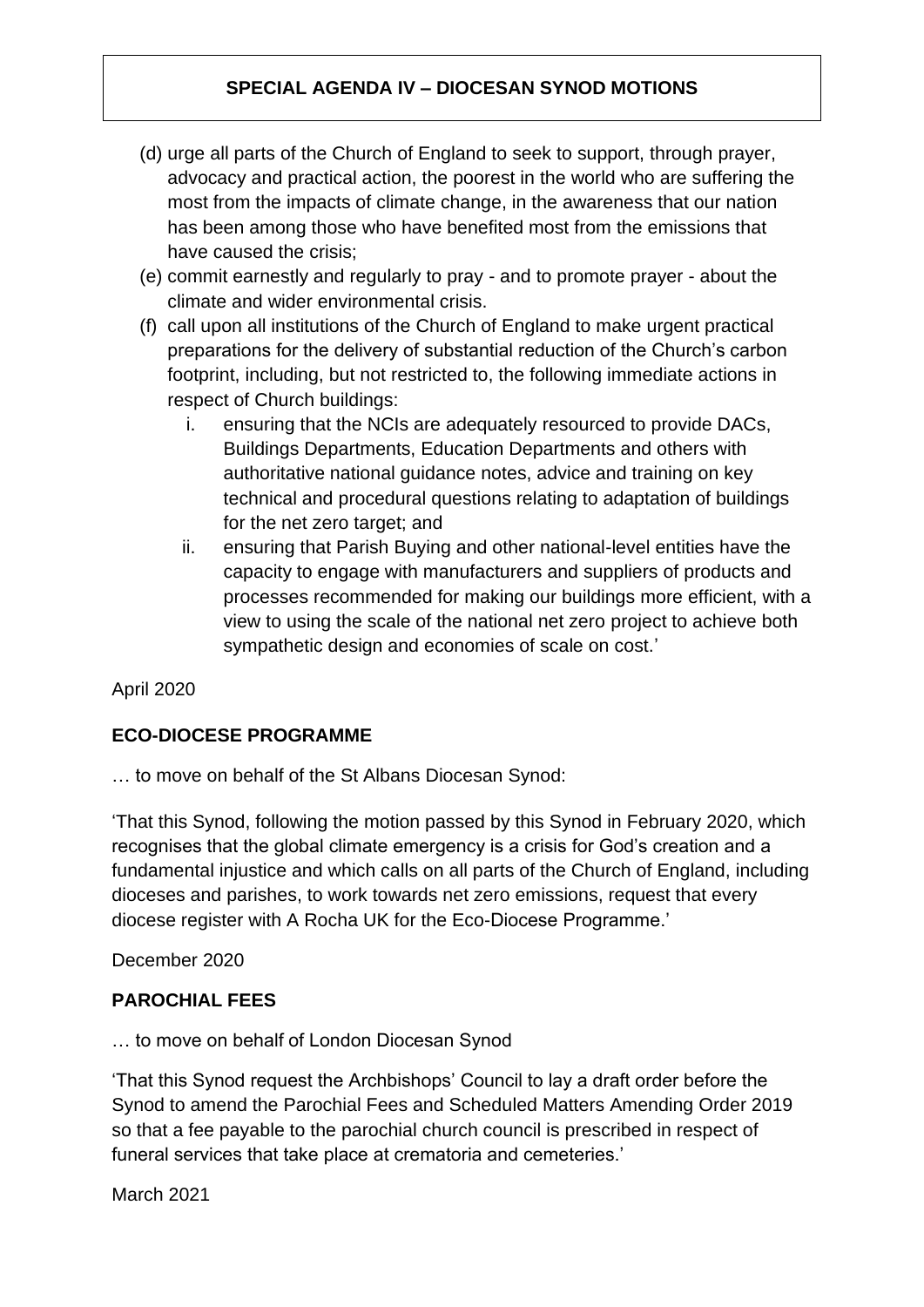**SPECIAL AGENDA IV – DIOCESAN SYNOD MOTIONS**

(d) urge all parts of the Church of England to seek to support, through prayer, advocacy and practical action, the poorest in the world who are suffering the most from the impacts of climate change, in the awareness that our nation has been among those who have benefited most from the emissions that have caused the crisis;

(e) commit earnestly and regularly to pray - and to promote prayer - about the climate and wider environmental crisis.

(f) call upon all institutions of the Church of England to make urgent practical preparations for the delivery of substantial reduction of the Church's carbon footprint, including, but not restricted to, the following immediate actions in respect of Church buildings:

   i. ensuring that the NCIs are adequately resourced to provide DACs, Buildings Departments, Education Departments and others with authoritative national guidance notes, advice and training on key technical and procedural questions relating to adaptation of buildings for the net zero target; and

   ii. ensuring that Parish Buying and other national-level entities have the capacity to engage with manufacturers and suppliers of products and processes recommended for making our buildings more efficient, with a view to using the scale of the national net zero project to achieve both sympathetic design and economies of scale on cost.'

April 2020

**ECO-DIOCESE PROGRAMME**

… to move on behalf of the St Albans Diocesan Synod:

'That this Synod, following the motion passed by this Synod in February 2020, which recognises that the global climate emergency is a crisis for God's creation and a fundamental injustice and which calls on all parts of the Church of England, including dioceses and parishes, to work towards net zero emissions, request that every diocese register with A Rocha UK for the Eco-Diocese Programme.'

December 2020

**PAROCHIAL FEES**

… to move on behalf of London Diocesan Synod

'That this Synod request the Archbishops' Council to lay a draft order before the Synod to amend the Parochial Fees and Scheduled Matters Amending Order 2019 so that a fee payable to the parochial church council is prescribed in respect of funeral services that take place at crematoria and cemeteries.'

March 2021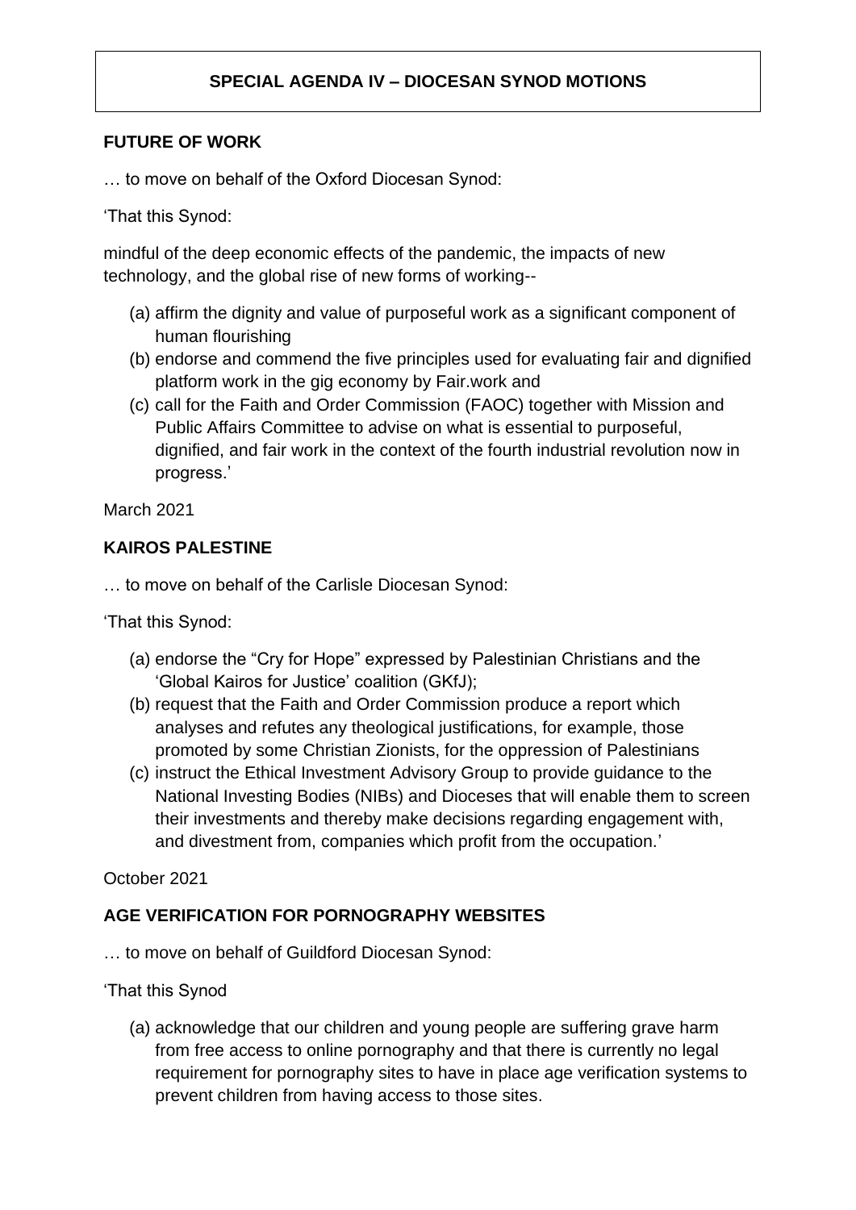# SPECIAL AGENDA IV – DIOCESAN SYNOD MOTIONS

## FUTURE OF WORK

… to move on behalf of the Oxford Diocesan Synod:

'That this Synod:

mindful of the deep economic effects of the pandemic, the impacts of new technology, and the global rise of new forms of working--

(a) affirm the dignity and value of purposeful work as a significant component of human flourishing
(b) endorse and commend the five principles used for evaluating fair and dignified platform work in the gig economy by Fair.work and
(c) call for the Faith and Order Commission (FAOC) together with Mission and Public Affairs Committee to advise on what is essential to purposeful, dignified, and fair work in the context of the fourth industrial revolution now in progress.'

March 2021

## KAIROS PALESTINE

… to move on behalf of the Carlisle Diocesan Synod:

'That this Synod:

(a) endorse the "Cry for Hope" expressed by Palestinian Christians and the 'Global Kairos for Justice' coalition (GKfJ);
(b) request that the Faith and Order Commission produce a report which analyses and refutes any theological justifications, for example, those promoted by some Christian Zionists, for the oppression of Palestinians
(c) instruct the Ethical Investment Advisory Group to provide guidance to the National Investing Bodies (NIBs) and Dioceses that will enable them to screen their investments and thereby make decisions regarding engagement with, and divestment from, companies which profit from the occupation.'

October 2021

## AGE VERIFICATION FOR PORNOGRAPHY WEBSITES

… to move on behalf of Guildford Diocesan Synod:

'That this Synod

(a) acknowledge that our children and young people are suffering grave harm from free access to online pornography and that there is currently no legal requirement for pornography sites to have in place age verification systems to prevent children from having access to those sites.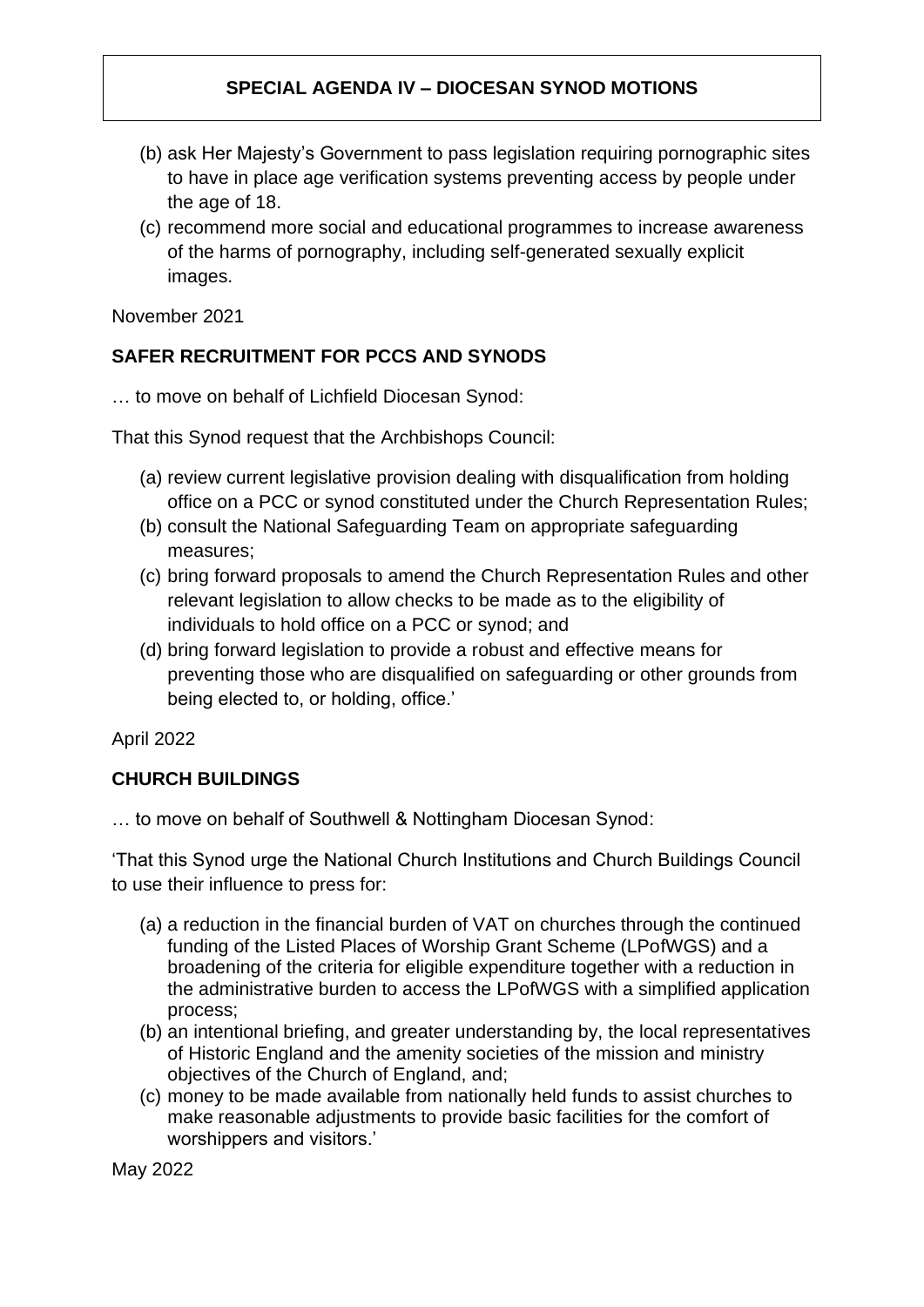**SPECIAL AGENDA IV – DIOCESAN SYNOD MOTIONS**

(b) ask Her Majesty's Government to pass legislation requiring pornographic sites to have in place age verification systems preventing access by people under the age of 18.

(c) recommend more social and educational programmes to increase awareness of the harms of pornography, including self-generated sexually explicit images.

November 2021

**SAFER RECRUITMENT FOR PCCS AND SYNODS**

… to move on behalf of Lichfield Diocesan Synod:

That this Synod request that the Archbishops Council:

(a) review current legislative provision dealing with disqualification from holding office on a PCC or synod constituted under the Church Representation Rules;

(b) consult the National Safeguarding Team on appropriate safeguarding measures;

(c) bring forward proposals to amend the Church Representation Rules and other relevant legislation to allow checks to be made as to the eligibility of individuals to hold office on a PCC or synod; and

(d) bring forward legislation to provide a robust and effective means for preventing those who are disqualified on safeguarding or other grounds from being elected to, or holding, office.'

April 2022

**CHURCH BUILDINGS**

… to move on behalf of Southwell & Nottingham Diocesan Synod:

'That this Synod urge the National Church Institutions and Church Buildings Council to use their influence to press for:

(a) a reduction in the financial burden of VAT on churches through the continued funding of the Listed Places of Worship Grant Scheme (LPofWGS) and a broadening of the criteria for eligible expenditure together with a reduction in the administrative burden to access the LPofWGS with a simplified application process;

(b) an intentional briefing, and greater understanding by, the local representatives of Historic England and the amenity societies of the mission and ministry objectives of the Church of England, and;

(c) money to be made available from nationally held funds to assist churches to make reasonable adjustments to provide basic facilities for the comfort of worshippers and visitors.'

May 2022